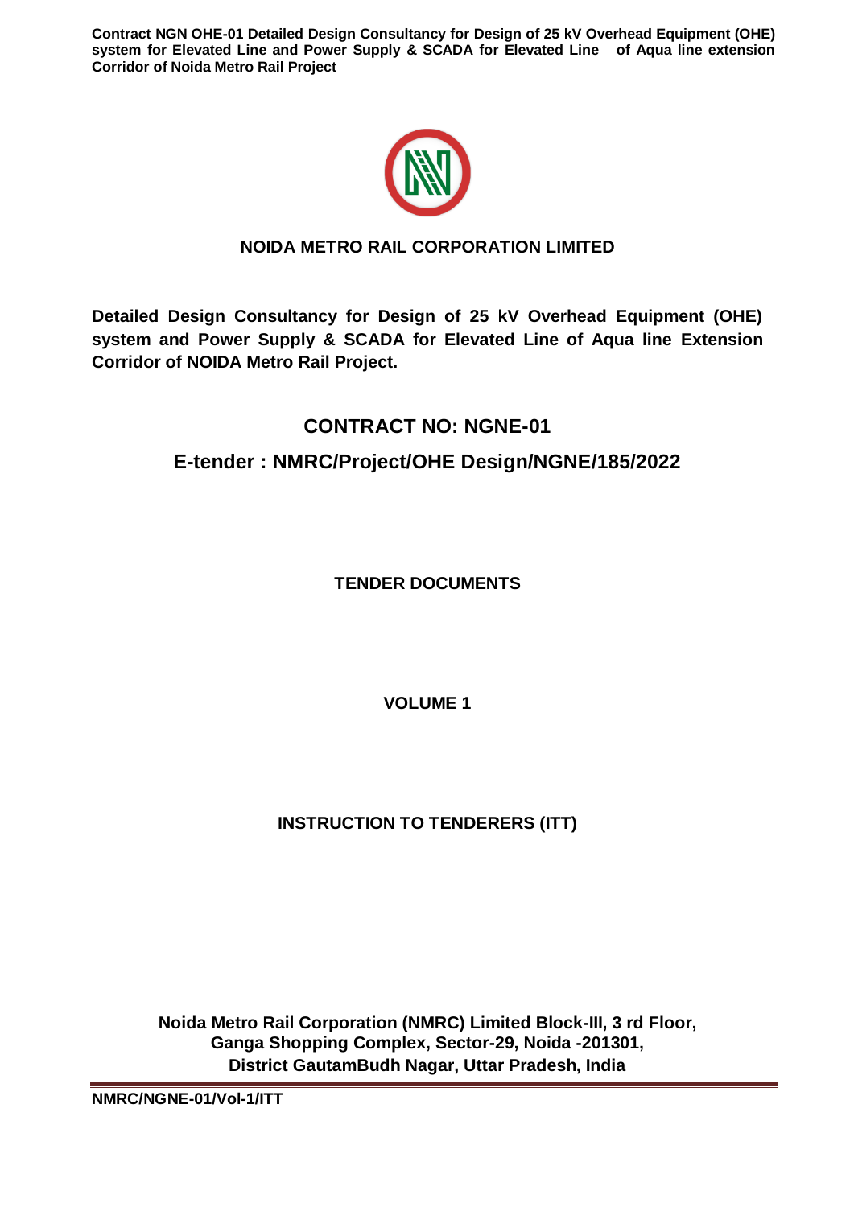# NOIDA METRO RAIL CORPORATION LIMITED

**Detailed Design Consultancy for Design of 25 kV Overhead Equipment (OHE) system and Power Supply & SCADA for Elevated Line of Aqua line Extension Corridor of NOIDA Metro Rail Project.**

## CONTRACT NO: NGNE-01

## E-tender : NMRC/Project/OHE Design/NGNE/185/2022

**TENDER DOCUMENTS**

**VOLUME 1**

**INSTRUCTION TO TENDERERS (ITT)**

**Noida Metro Rail Corporation (NMRC) Limited Block-III, 3 rd Floor, Ganga Shopping Complex, Sector-29, Noida -201301, District GautamBudh Nagar, Uttar Pradesh, India**

NMRC/NGNE-01/Vol-1/ITT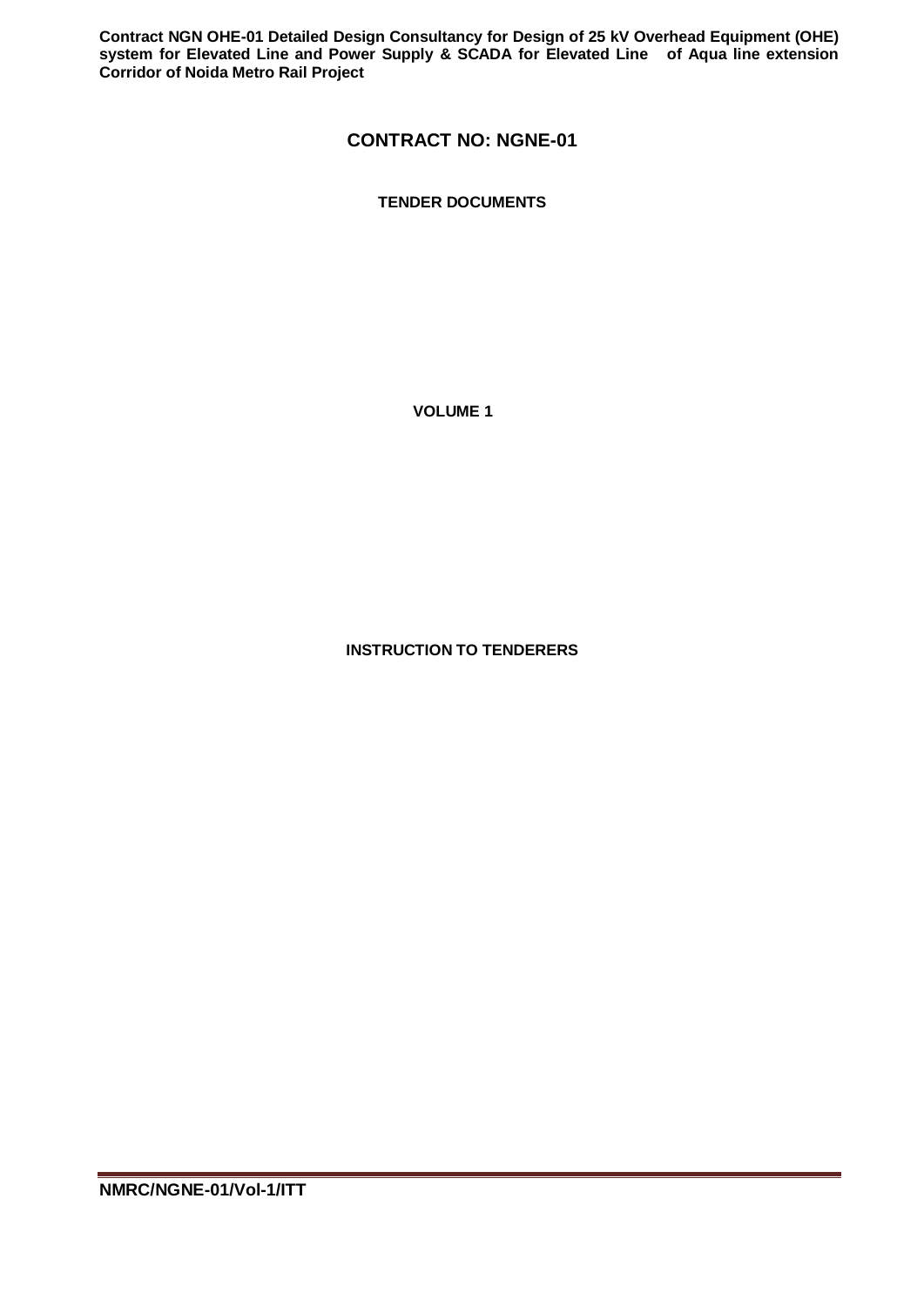# CONTRACT NO: NGNE-01

**TENDER DOCUMENTS**

**VOLUME 1**

**INSTRUCTION TO TENDERERS**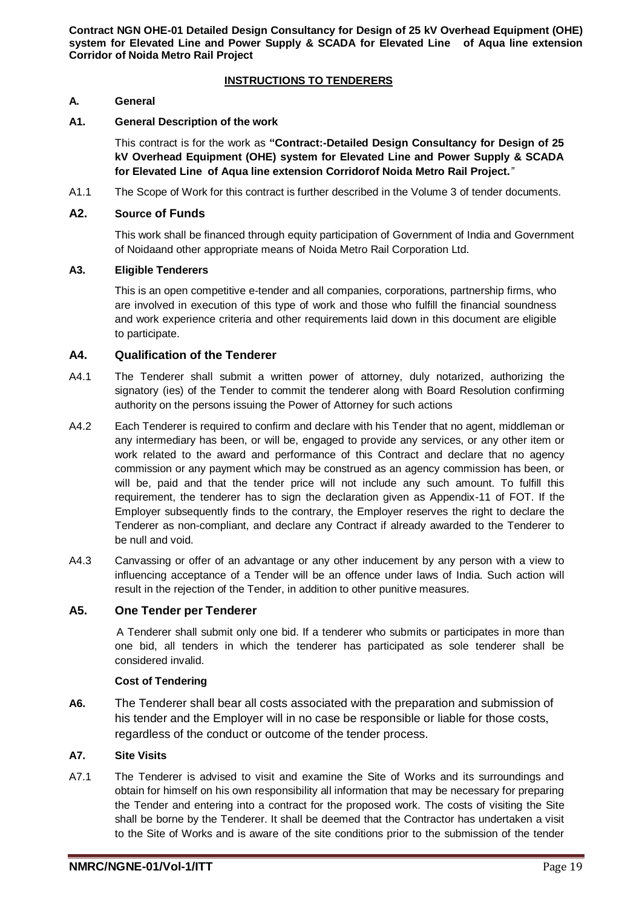## INSTRUCTIONS TO TENDERERS

### A. General

#### A1. General Description of the work

This contract is for the work as **"Contract:-Detailed Design Consultancy for Design of 25 kV Overhead Equipment (OHE) system for Elevated Line and Power Supply & SCADA for Elevated Line of Aqua line extension Corridorof Noida Metro Rail Project.**"

A1.1 The Scope of Work for this contract is further described in the Volume 3 of tender documents.

#### A2. Source of Funds

This work shall be financed through equity participation of Government of India and Government of Noidaand other appropriate means of Noida Metro Rail Corporation Ltd.

#### A3. Eligible Tenderers

This is an open competitive e-tender and all companies, corporations, partnership firms, who are involved in execution of this type of work and those who fulfill the financial soundness and work experience criteria and other requirements laid down in this document are eligible to participate.

#### A4. Qualification of the Tenderer

A4.1 The Tenderer shall submit a written power of attorney, duly notarized, authorizing the signatory (ies) of the Tender to commit the tenderer along with Board Resolution confirming authority on the persons issuing the Power of Attorney for such actions

A4.2 Each Tenderer is required to confirm and declare with his Tender that no agent, middleman or any intermediary has been, or will be, engaged to provide any services, or any other item or work related to the award and performance of this Contract and declare that no agency commission or any payment which may be construed as an agency commission has been, or will be, paid and that the tender price will not include any such amount. To fulfill this requirement, the tenderer has to sign the declaration given as Appendix-11 of FOT. If the Employer subsequently finds to the contrary, the Employer reserves the right to declare the Tenderer as non-compliant, and declare any Contract if already awarded to the Tenderer to be null and void.

A4.3 Canvassing or offer of an advantage or any other inducement by any person with a view to influencing acceptance of a Tender will be an offence under laws of India. Such action will result in the rejection of the Tender, in addition to other punitive measures.

#### A5. One Tender per Tenderer

A Tenderer shall submit only one bid. If a tenderer who submits or participates in more than one bid, all tenders in which the tenderer has participated as sole tenderer shall be considered invalid.

**Cost of Tendering**

**A6.** The Tenderer shall bear all costs associated with the preparation and submission of his tender and the Employer will in no case be responsible or liable for those costs, regardless of the conduct or outcome of the tender process.

#### A7. Site Visits

A7.1 The Tenderer is advised to visit and examine the Site of Works and its surroundings and obtain for himself on his own responsibility all information that may be necessary for preparing the Tender and entering into a contract for the proposed work. The costs of visiting the Site shall be borne by the Tenderer. It shall be deemed that the Contractor has undertaken a visit to the Site of Works and is aware of the site conditions prior to the submission of the tender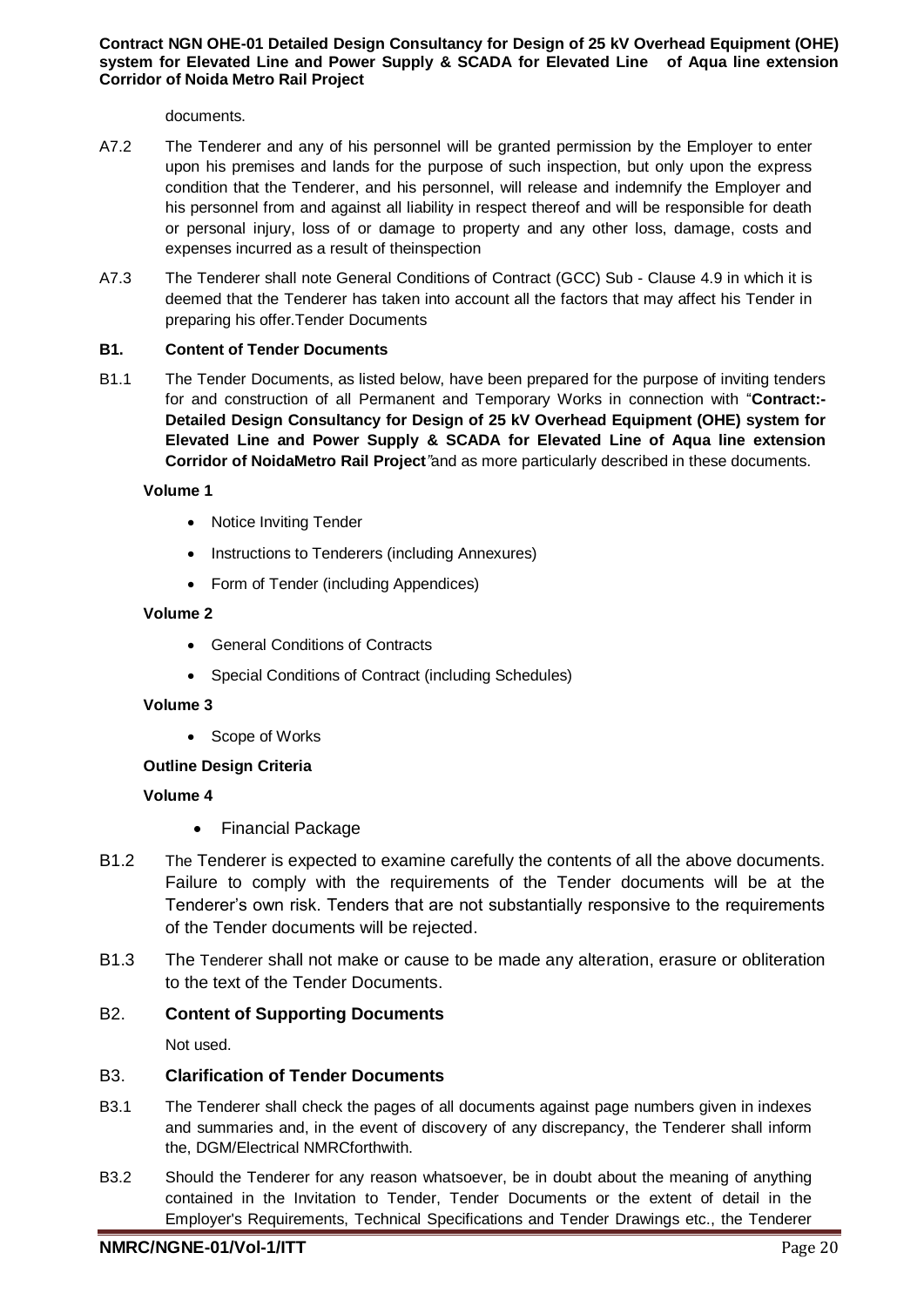documents.

A7.2 The Tenderer and any of his personnel will be granted permission by the Employer to enter upon his premises and lands for the purpose of such inspection, but only upon the express condition that the Tenderer, and his personnel, will release and indemnify the Employer and his personnel from and against all liability in respect thereof and will be responsible for death or personal injury, loss of or damage to property and any other loss, damage, costs and expenses incurred as a result of theinspection

A7.3 The Tenderer shall note General Conditions of Contract (GCC) Sub - Clause 4.9 in which it is deemed that the Tenderer has taken into account all the factors that may affect his Tender in preparing his offer.Tender Documents

### B1. Content of Tender Documents

B1.1 The Tender Documents, as listed below, have been prepared for the purpose of inviting tenders for and construction of all Permanent and Temporary Works in connection with "**Contract:- Detailed Design Consultancy for Design of 25 kV Overhead Equipment (OHE) system for Elevated Line and Power Supply & SCADA for Elevated Line of Aqua line extension Corridor of NoidaMetro Rail Project**"and as more particularly described in these documents.

**Volume 1**

- Notice Inviting Tender
- Instructions to Tenderers (including Annexures)
- Form of Tender (including Appendices)

**Volume 2**

- General Conditions of Contracts
- Special Conditions of Contract (including Schedules)

**Volume 3**

- Scope of Works

**Outline Design Criteria**

**Volume 4**

- Financial Package

B1.2 The Tenderer is expected to examine carefully the contents of all the above documents. Failure to comply with the requirements of the Tender documents will be at the Tenderer's own risk. Tenders that are not substantially responsive to the requirements of the Tender documents will be rejected.

B1.3 The Tenderer shall not make or cause to be made any alteration, erasure or obliteration to the text of the Tender Documents.

### B2. Content of Supporting Documents

Not used.

### B3. Clarification of Tender Documents

B3.1 The Tenderer shall check the pages of all documents against page numbers given in indexes and summaries and, in the event of discovery of any discrepancy, the Tenderer shall inform the, DGM/Electrical NMRCforthwith.

B3.2 Should the Tenderer for any reason whatsoever, be in doubt about the meaning of anything contained in the Invitation to Tender, Tender Documents or the extent of detail in the Employer's Requirements, Technical Specifications and Tender Drawings etc., the Tenderer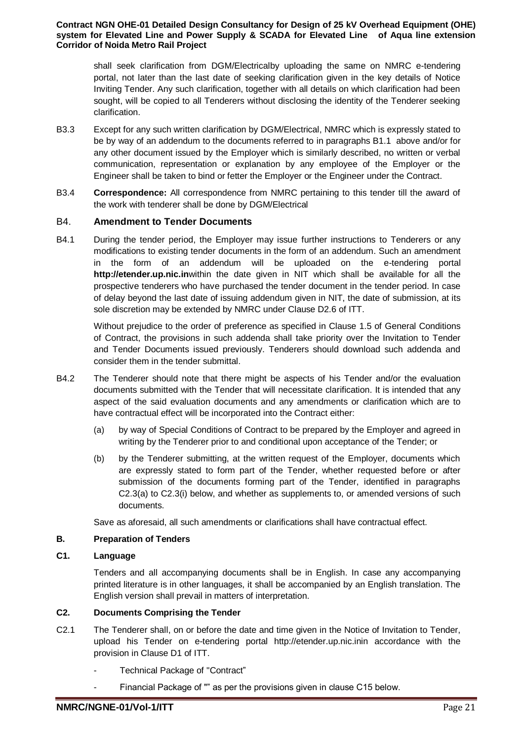shall seek clarification from DGM/Electricalby uploading the same on NMRC e-tendering portal, not later than the last date of seeking clarification given in the key details of Notice Inviting Tender. Any such clarification, together with all details on which clarification had been sought, will be copied to all Tenderers without disclosing the identity of the Tenderer seeking clarification.

B3.3 Except for any such written clarification by DGM/Electrical, NMRC which is expressly stated to be by way of an addendum to the documents referred to in paragraphs B1.1 above and/or for any other document issued by the Employer which is similarly described, no written or verbal communication, representation or explanation by any employee of the Employer or the Engineer shall be taken to bind or fetter the Employer or the Engineer under the Contract.

B3.4 **Correspondence:** All correspondence from NMRC pertaining to this tender till the award of the work with tenderer shall be done by DGM/Electrical

## B4. Amendment to Tender Documents

B4.1 During the tender period, the Employer may issue further instructions to Tenderers or any modifications to existing tender documents in the form of an addendum. Such an amendment in the form of an addendum will be uploaded on the e-tendering portal **http://etender.up.nic.in**within the date given in NIT which shall be available for all the prospective tenderers who have purchased the tender document in the tender period. In case of delay beyond the last date of issuing addendum given in NIT, the date of submission, at its sole discretion may be extended by NMRC under Clause D2.6 of ITT.

Without prejudice to the order of preference as specified in Clause 1.5 of General Conditions of Contract, the provisions in such addenda shall take priority over the Invitation to Tender and Tender Documents issued previously. Tenderers should download such addenda and consider them in the tender submittal.

B4.2 The Tenderer should note that there might be aspects of his Tender and/or the evaluation documents submitted with the Tender that will necessitate clarification. It is intended that any aspect of the said evaluation documents and any amendments or clarification which are to have contractual effect will be incorporated into the Contract either:

(a) by way of Special Conditions of Contract to be prepared by the Employer and agreed in writing by the Tenderer prior to and conditional upon acceptance of the Tender; or

(b) by the Tenderer submitting, at the written request of the Employer, documents which are expressly stated to form part of the Tender, whether requested before or after submission of the documents forming part of the Tender, identified in paragraphs C2.3(a) to C2.3(i) below, and whether as supplements to, or amended versions of such documents.

Save as aforesaid, all such amendments or clarifications shall have contractual effect.

## B. Preparation of Tenders

### C1. Language

Tenders and all accompanying documents shall be in English. In case any accompanying printed literature is in other languages, it shall be accompanied by an English translation. The English version shall prevail in matters of interpretation.

### C2. Documents Comprising the Tender

C2.1 The Tenderer shall, on or before the date and time given in the Notice of Invitation to Tender, upload his Tender on e-tendering portal http://etender.up.nic.inin accordance with the provision in Clause D1 of ITT.

- Technical Package of "Contract"
- Financial Package of "" as per the provisions given in clause C15 below.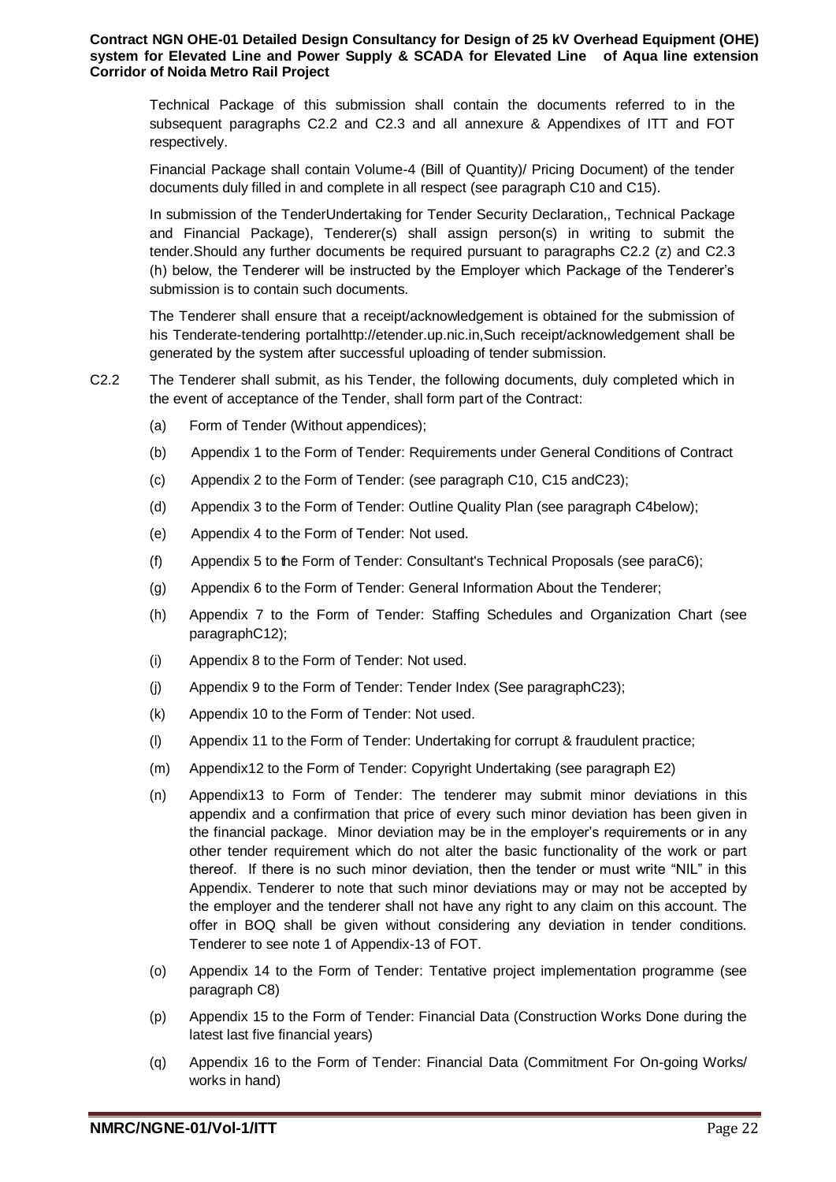Technical Package of this submission shall contain the documents referred to in the subsequent paragraphs C2.2 and C2.3 and all annexure & Appendixes of ITT and FOT respectively.

Financial Package shall contain Volume-4 (Bill of Quantity)/ Pricing Document) of the tender documents duly filled in and complete in all respect (see paragraph C10 and C15).

In submission of the TenderUndertaking for Tender Security Declaration,, Technical Package and Financial Package), Tenderer(s) shall assign person(s) in writing to submit the tender.Should any further documents be required pursuant to paragraphs C2.2 (z) and C2.3 (h) below, the Tenderer will be instructed by the Employer which Package of the Tenderer's submission is to contain such documents.

The Tenderer shall ensure that a receipt/acknowledgement is obtained for the submission of his Tenderate-tendering portalhttp://etender.up.nic.in,Such receipt/acknowledgement shall be generated by the system after successful uploading of tender submission.

C2.2 The Tenderer shall submit, as his Tender, the following documents, duly completed which in the event of acceptance of the Tender, shall form part of the Contract:

(a) Form of Tender (Without appendices);

(b) Appendix 1 to the Form of Tender: Requirements under General Conditions of Contract

(c) Appendix 2 to the Form of Tender: (see paragraph C10, C15 andC23);

(d) Appendix 3 to the Form of Tender: Outline Quality Plan (see paragraph C4below);

(e) Appendix 4 to the Form of Tender: Not used.

(f) Appendix 5 to the Form of Tender: Consultant's Technical Proposals (see paraC6);

(g) Appendix 6 to the Form of Tender: General Information About the Tenderer;

(h) Appendix 7 to the Form of Tender: Staffing Schedules and Organization Chart (see paragraphC12);

(i) Appendix 8 to the Form of Tender: Not used.

(j) Appendix 9 to the Form of Tender: Tender Index (See paragraphC23);

(k) Appendix 10 to the Form of Tender: Not used.

(l) Appendix 11 to the Form of Tender: Undertaking for corrupt & fraudulent practice;

(m) Appendix12 to the Form of Tender: Copyright Undertaking (see paragraph E2)

(n) Appendix13 to Form of Tender: The tenderer may submit minor deviations in this appendix and a confirmation that price of every such minor deviation has been given in the financial package. Minor deviation may be in the employer's requirements or in any other tender requirement which do not alter the basic functionality of the work or part thereof. If there is no such minor deviation, then the tender or must write "NIL" in this Appendix. Tenderer to note that such minor deviations may or may not be accepted by the employer and the tenderer shall not have any right to any claim on this account. The offer in BOQ shall be given without considering any deviation in tender conditions. Tenderer to see note 1 of Appendix-13 of FOT.

(o) Appendix 14 to the Form of Tender: Tentative project implementation programme (see paragraph C8)

(p) Appendix 15 to the Form of Tender: Financial Data (Construction Works Done during the latest last five financial years)

(q) Appendix 16 to the Form of Tender: Financial Data (Commitment For On-going Works/ works in hand)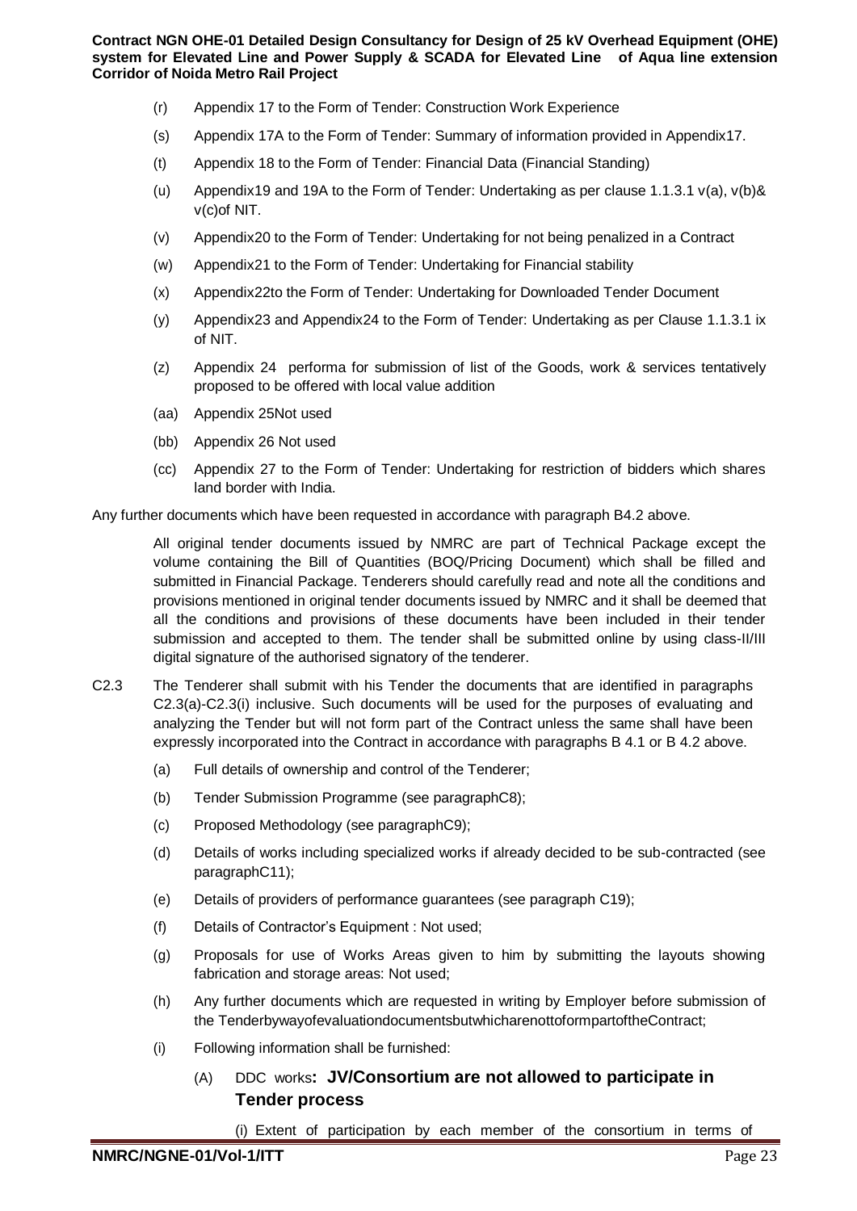(r) Appendix 17 to the Form of Tender: Construction Work Experience

(s) Appendix 17A to the Form of Tender: Summary of information provided in Appendix17.

(t) Appendix 18 to the Form of Tender: Financial Data (Financial Standing)

(u) Appendix19 and 19A to the Form of Tender: Undertaking as per clause 1.1.3.1 v(a), v(b)& v(c)of NIT.

(v) Appendix20 to the Form of Tender: Undertaking for not being penalized in a Contract

(w) Appendix21 to the Form of Tender: Undertaking for Financial stability

(x) Appendix22to the Form of Tender: Undertaking for Downloaded Tender Document

(y) Appendix23 and Appendix24 to the Form of Tender: Undertaking as per Clause 1.1.3.1 ix of NIT.

(z) Appendix 24 performa for submission of list of the Goods, work & services tentatively proposed to be offered with local value addition

(aa) Appendix 25Not used

(bb) Appendix 26 Not used

(cc) Appendix 27 to the Form of Tender: Undertaking for restriction of bidders which shares land border with India.

Any further documents which have been requested in accordance with paragraph B4.2 above.

All original tender documents issued by NMRC are part of Technical Package except the volume containing the Bill of Quantities (BOQ/Pricing Document) which shall be filled and submitted in Financial Package. Tenderers should carefully read and note all the conditions and provisions mentioned in original tender documents issued by NMRC and it shall be deemed that all the conditions and provisions of these documents have been included in their tender submission and accepted to them. The tender shall be submitted online by using class-II/III digital signature of the authorised signatory of the tenderer.

C2.3 The Tenderer shall submit with his Tender the documents that are identified in paragraphs C2.3(a)-C2.3(i) inclusive. Such documents will be used for the purposes of evaluating and analyzing the Tender but will not form part of the Contract unless the same shall have been expressly incorporated into the Contract in accordance with paragraphs B 4.1 or B 4.2 above.

(a) Full details of ownership and control of the Tenderer;

(b) Tender Submission Programme (see paragraphC8);

(c) Proposed Methodology (see paragraphC9);

(d) Details of works including specialized works if already decided to be sub-contracted (see paragraphC11);

(e) Details of providers of performance guarantees (see paragraph C19);

(f) Details of Contractor's Equipment : Not used;

(g) Proposals for use of Works Areas given to him by submitting the layouts showing fabrication and storage areas: Not used;

(h) Any further documents which are requested in writing by Employer before submission of the TenderbywayofevaluationdocumentsbutwhicharenottoformpartoftheContract;

(i) Following information shall be furnished:

(A) DDC works**: JV/Consortium are not allowed to participate in Tender process**

(i) Extent of participation by each member of the consortium in terms of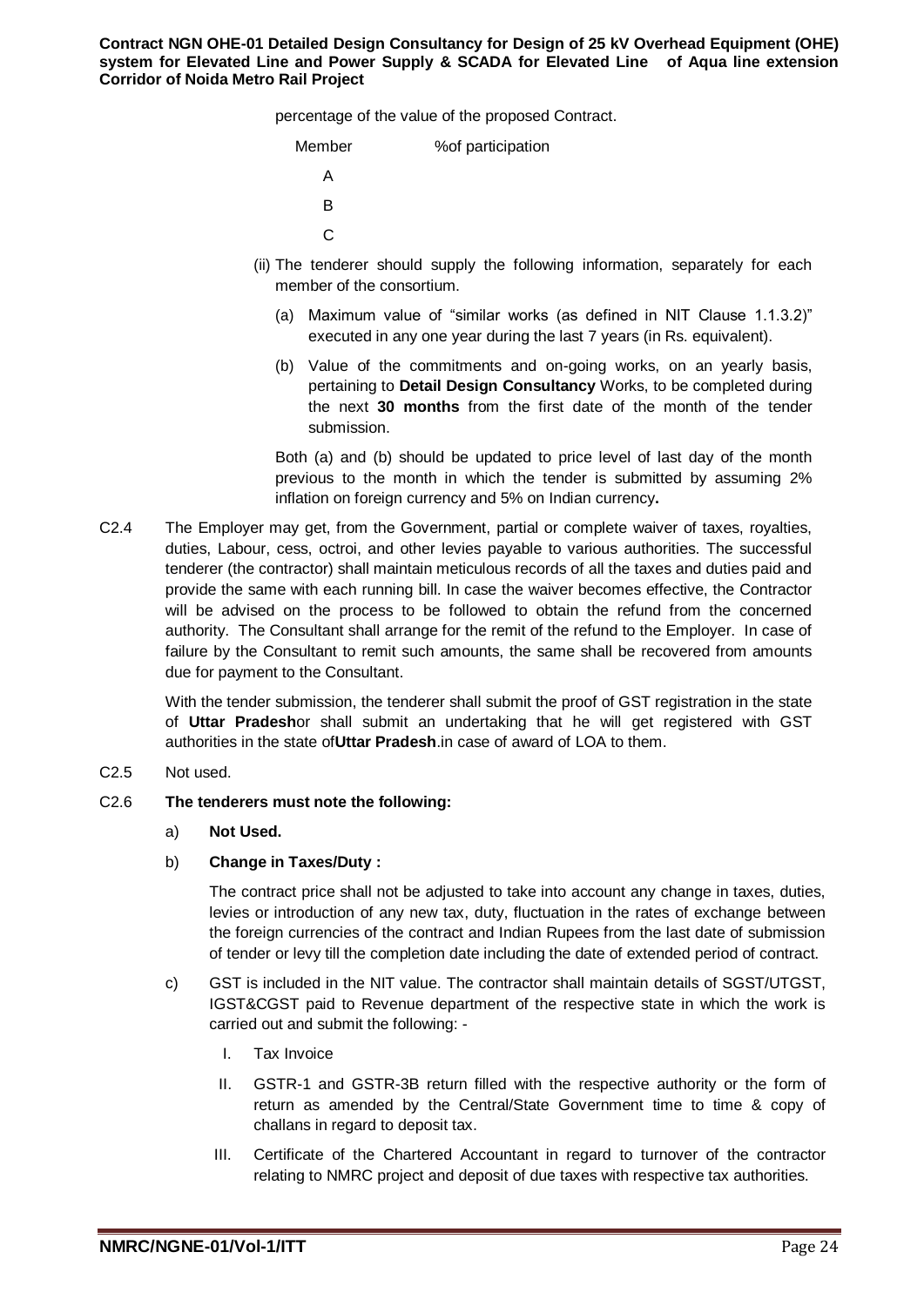percentage of the value of the proposed Contract.

| Member | %of participation |
|---|---|
| A | |
| B | |
| C | |

(ii) The tenderer should supply the following information, separately for each member of the consortium.

(a) Maximum value of "similar works (as defined in NIT Clause 1.1.3.2)" executed in any one year during the last 7 years (in Rs. equivalent).

(b) Value of the commitments and on-going works, on an yearly basis, pertaining to **Detail Design Consultancy** Works, to be completed during the next **30 months** from the first date of the month of the tender submission.

Both (a) and (b) should be updated to price level of last day of the month previous to the month in which the tender is submitted by assuming 2% inflation on foreign currency and 5% on Indian currency**.**

C2.4 The Employer may get, from the Government, partial or complete waiver of taxes, royalties, duties, Labour, cess, octroi, and other levies payable to various authorities. The successful tenderer (the contractor) shall maintain meticulous records of all the taxes and duties paid and provide the same with each running bill. In case the waiver becomes effective, the Contractor will be advised on the process to be followed to obtain the refund from the concerned authority. The Consultant shall arrange for the remit of the refund to the Employer. In case of failure by the Consultant to remit such amounts, the same shall be recovered from amounts due for payment to the Consultant.

With the tender submission, the tenderer shall submit the proof of GST registration in the state of **Uttar Pradesh**or shall submit an undertaking that he will get registered with GST authorities in the state of**Uttar Pradesh**.in case of award of LOA to them.

C2.5 Not used.

C2.6 **The tenderers must note the following:**

a) **Not Used.**

b) **Change in Taxes/Duty :**

The contract price shall not be adjusted to take into account any change in taxes, duties, levies or introduction of any new tax, duty, fluctuation in the rates of exchange between the foreign currencies of the contract and Indian Rupees from the last date of submission of tender or levy till the completion date including the date of extended period of contract.

c) GST is included in the NIT value. The contractor shall maintain details of SGST/UTGST, IGST&CGST paid to Revenue department of the respective state in which the work is carried out and submit the following: -

I. Tax Invoice

II. GSTR-1 and GSTR-3B return filled with the respective authority or the form of return as amended by the Central/State Government time to time & copy of challans in regard to deposit tax.

III. Certificate of the Chartered Accountant in regard to turnover of the contractor relating to NMRC project and deposit of due taxes with respective tax authorities.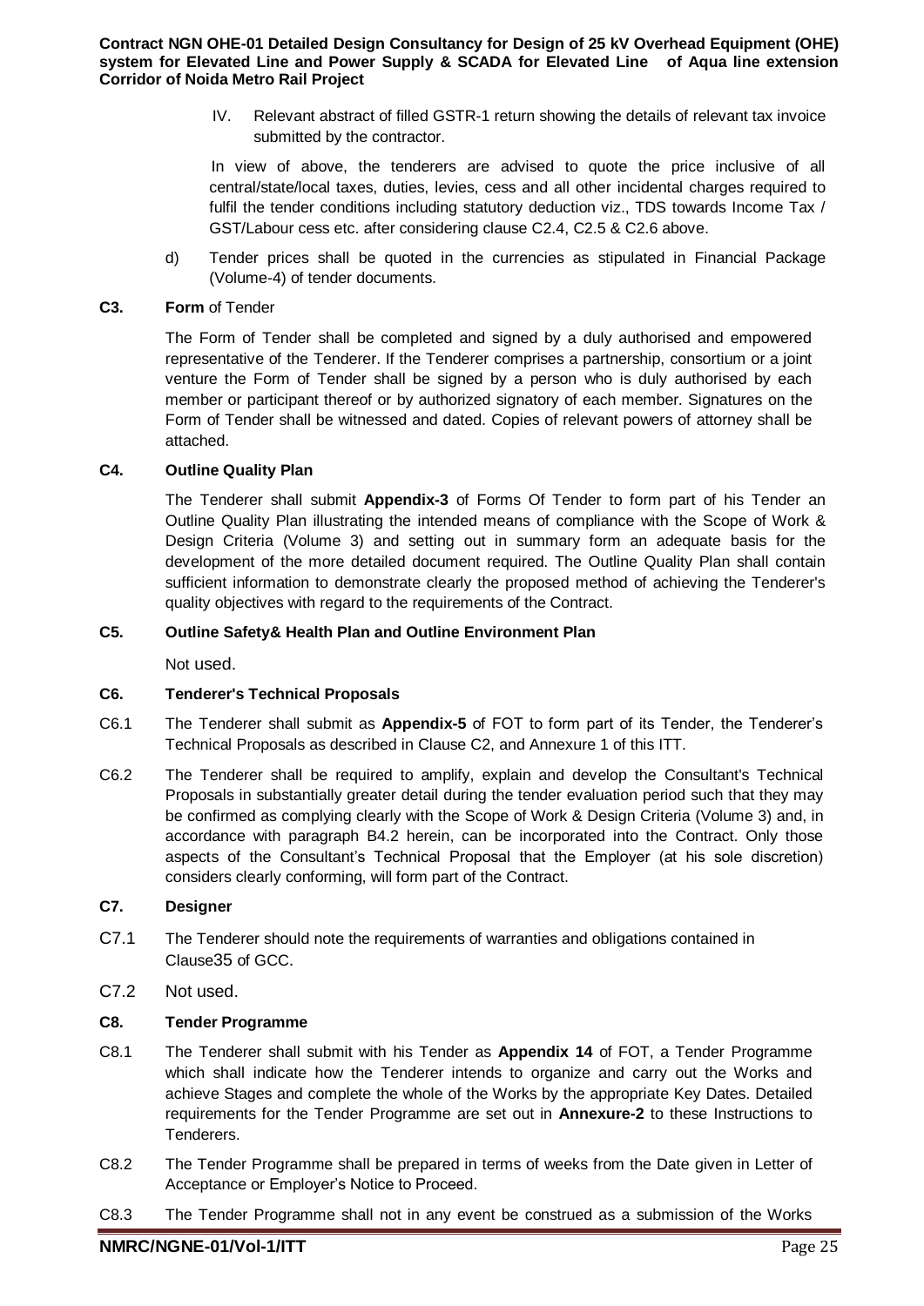IV. Relevant abstract of filled GSTR-1 return showing the details of relevant tax invoice submitted by the contractor.

In view of above, the tenderers are advised to quote the price inclusive of all central/state/local taxes, duties, levies, cess and all other incidental charges required to fulfil the tender conditions including statutory deduction viz., TDS towards Income Tax / GST/Labour cess etc. after considering clause C2.4, C2.5 & C2.6 above.

d) Tender prices shall be quoted in the currencies as stipulated in Financial Package (Volume-4) of tender documents.

**C3. Form of Tender**

The Form of Tender shall be completed and signed by a duly authorised and empowered representative of the Tenderer. If the Tenderer comprises a partnership, consortium or a joint venture the Form of Tender shall be signed by a person who is duly authorised by each member or participant thereof or by authorized signatory of each member. Signatures on the Form of Tender shall be witnessed and dated. Copies of relevant powers of attorney shall be attached.

**C4. Outline Quality Plan**

The Tenderer shall submit **Appendix-3** of Forms Of Tender to form part of his Tender an Outline Quality Plan illustrating the intended means of compliance with the Scope of Work & Design Criteria (Volume 3) and setting out in summary form an adequate basis for the development of the more detailed document required. The Outline Quality Plan shall contain sufficient information to demonstrate clearly the proposed method of achieving the Tenderer's quality objectives with regard to the requirements of the Contract.

**C5. Outline Safety& Health Plan and Outline Environment Plan**

Not used.

**C6. Tenderer's Technical Proposals**

C6.1 The Tenderer shall submit as **Appendix-5** of FOT to form part of its Tender, the Tenderer's Technical Proposals as described in Clause C2, and Annexure 1 of this ITT.

C6.2 The Tenderer shall be required to amplify, explain and develop the Consultant's Technical Proposals in substantially greater detail during the tender evaluation period such that they may be confirmed as complying clearly with the Scope of Work & Design Criteria (Volume 3) and, in accordance with paragraph B4.2 herein, can be incorporated into the Contract. Only those aspects of the Consultant's Technical Proposal that the Employer (at his sole discretion) considers clearly conforming, will form part of the Contract.

**C7. Designer**

C7.1 The Tenderer should note the requirements of warranties and obligations contained in Clause35 of GCC.

C7.2 Not used.

**C8. Tender Programme**

C8.1 The Tenderer shall submit with his Tender as **Appendix 14** of FOT, a Tender Programme which shall indicate how the Tenderer intends to organize and carry out the Works and achieve Stages and complete the whole of the Works by the appropriate Key Dates. Detailed requirements for the Tender Programme are set out in **Annexure-2** to these Instructions to Tenderers.

C8.2 The Tender Programme shall be prepared in terms of weeks from the Date given in Letter of Acceptance or Employer's Notice to Proceed.

C8.3 The Tender Programme shall not in any event be construed as a submission of the Works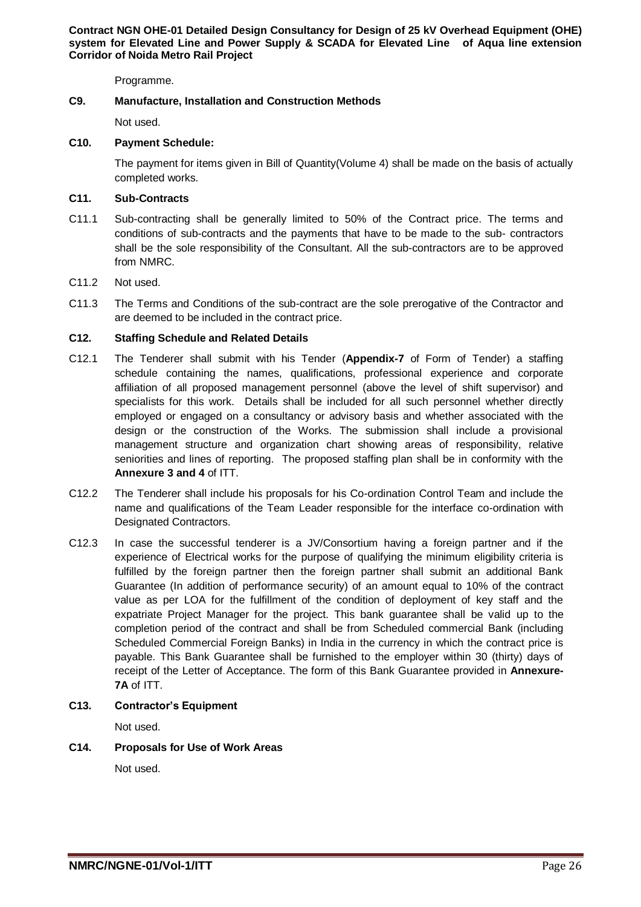Programme.

**C9. Manufacture, Installation and Construction Methods**

Not used.

**C10. Payment Schedule:**

The payment for items given in Bill of Quantity(Volume 4) shall be made on the basis of actually completed works.

**C11. Sub-Contracts**

C11.1 Sub-contracting shall be generally limited to 50% of the Contract price. The terms and conditions of sub-contracts and the payments that have to be made to the sub- contractors shall be the sole responsibility of the Consultant. All the sub-contractors are to be approved from NMRC.

C11.2 Not used.

C11.3 The Terms and Conditions of the sub-contract are the sole prerogative of the Contractor and are deemed to be included in the contract price.

**C12. Staffing Schedule and Related Details**

C12.1 The Tenderer shall submit with his Tender (**Appendix-7** of Form of Tender) a staffing schedule containing the names, qualifications, professional experience and corporate affiliation of all proposed management personnel (above the level of shift supervisor) and specialists for this work. Details shall be included for all such personnel whether directly employed or engaged on a consultancy or advisory basis and whether associated with the design or the construction of the Works. The submission shall include a provisional management structure and organization chart showing areas of responsibility, relative seniorities and lines of reporting. The proposed staffing plan shall be in conformity with the **Annexure 3 and 4** of ITT.

C12.2 The Tenderer shall include his proposals for his Co-ordination Control Team and include the name and qualifications of the Team Leader responsible for the interface co-ordination with Designated Contractors.

C12.3 In case the successful tenderer is a JV/Consortium having a foreign partner and if the experience of Electrical works for the purpose of qualifying the minimum eligibility criteria is fulfilled by the foreign partner then the foreign partner shall submit an additional Bank Guarantee (In addition of performance security) of an amount equal to 10% of the contract value as per LOA for the fulfillment of the condition of deployment of key staff and the expatriate Project Manager for the project. This bank guarantee shall be valid up to the completion period of the contract and shall be from Scheduled commercial Bank (including Scheduled Commercial Foreign Banks) in India in the currency in which the contract price is payable. This Bank Guarantee shall be furnished to the employer within 30 (thirty) days of receipt of the Letter of Acceptance. The form of this Bank Guarantee provided in **Annexure-7A** of ITT.

**C13. Contractor's Equipment**

Not used.

**C14. Proposals for Use of Work Areas**

Not used.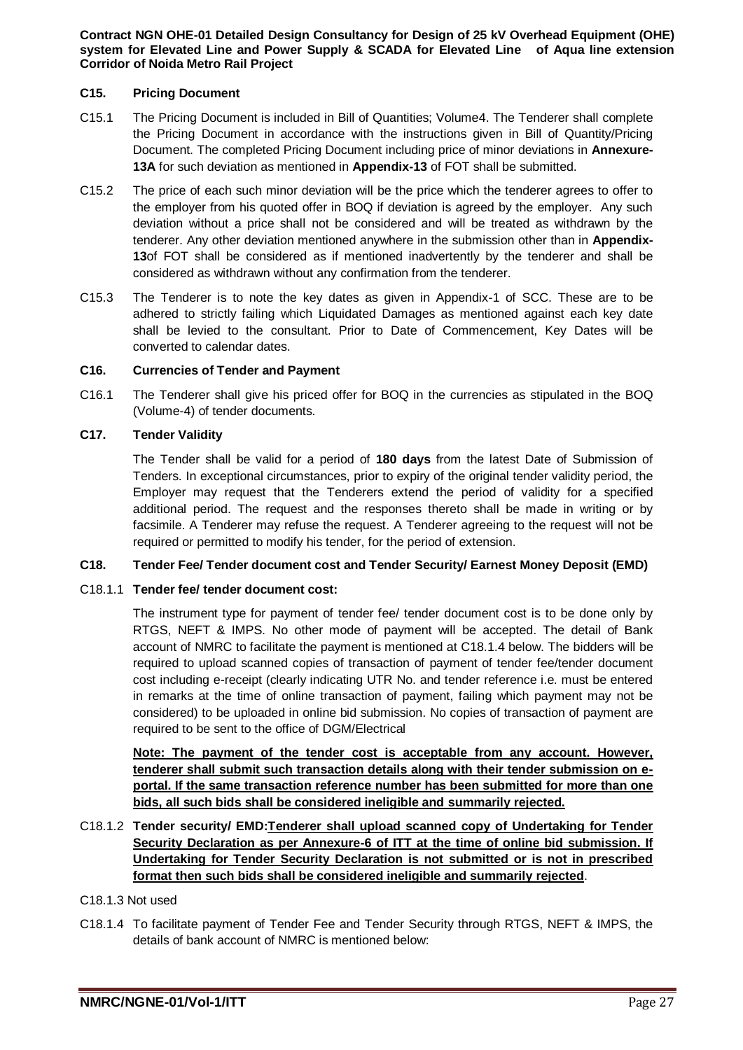### C15. Pricing Document

C15.1 The Pricing Document is included in Bill of Quantities; Volume4. The Tenderer shall complete the Pricing Document in accordance with the instructions given in Bill of Quantity/Pricing Document. The completed Pricing Document including price of minor deviations in **Annexure-13A** for such deviation as mentioned in **Appendix-13** of FOT shall be submitted.

C15.2 The price of each such minor deviation will be the price which the tenderer agrees to offer to the employer from his quoted offer in BOQ if deviation is agreed by the employer. Any such deviation without a price shall not be considered and will be treated as withdrawn by the tenderer. Any other deviation mentioned anywhere in the submission other than in **Appendix-13**of FOT shall be considered as if mentioned inadvertently by the tenderer and shall be considered as withdrawn without any confirmation from the tenderer.

C15.3 The Tenderer is to note the key dates as given in Appendix-1 of SCC. These are to be adhered to strictly failing which Liquidated Damages as mentioned against each key date shall be levied to the consultant. Prior to Date of Commencement, Key Dates will be converted to calendar dates.

### C16. Currencies of Tender and Payment

C16.1 The Tenderer shall give his priced offer for BOQ in the currencies as stipulated in the BOQ (Volume-4) of tender documents.

### C17. Tender Validity

The Tender shall be valid for a period of **180 days** from the latest Date of Submission of Tenders. In exceptional circumstances, prior to expiry of the original tender validity period, the Employer may request that the Tenderers extend the period of validity for a specified additional period. The request and the responses thereto shall be made in writing or by facsimile. A Tenderer may refuse the request. A Tenderer agreeing to the request will not be required or permitted to modify his tender, for the period of extension.

### C18. Tender Fee/ Tender document cost and Tender Security/ Earnest Money Deposit (EMD)

C18.1.1 **Tender fee/ tender document cost:**

The instrument type for payment of tender fee/ tender document cost is to be done only by RTGS, NEFT & IMPS. No other mode of payment will be accepted. The detail of Bank account of NMRC to facilitate the payment is mentioned at C18.1.4 below. The bidders will be required to upload scanned copies of transaction of payment of tender fee/tender document cost including e-receipt (clearly indicating UTR No. and tender reference i.e. must be entered in remarks at the time of online transaction of payment, failing which payment may not be considered) to be uploaded in online bid submission. No copies of transaction of payment are required to be sent to the office of DGM/Electrical

**Note: The payment of the tender cost is acceptable from any account. However, tenderer shall submit such transaction details along with their tender submission on e-portal. If the same transaction reference number has been submitted for more than one bids, all such bids shall be considered ineligible and summarily rejected.**

C18.1.2 **Tender security/ EMD:Tenderer shall upload scanned copy of Undertaking for Tender Security Declaration as per Annexure-6 of ITT at the time of online bid submission. If Undertaking for Tender Security Declaration is not submitted or is not in prescribed format then such bids shall be considered ineligible and summarily rejected**.

C18.1.3 Not used

C18.1.4 To facilitate payment of Tender Fee and Tender Security through RTGS, NEFT & IMPS, the details of bank account of NMRC is mentioned below: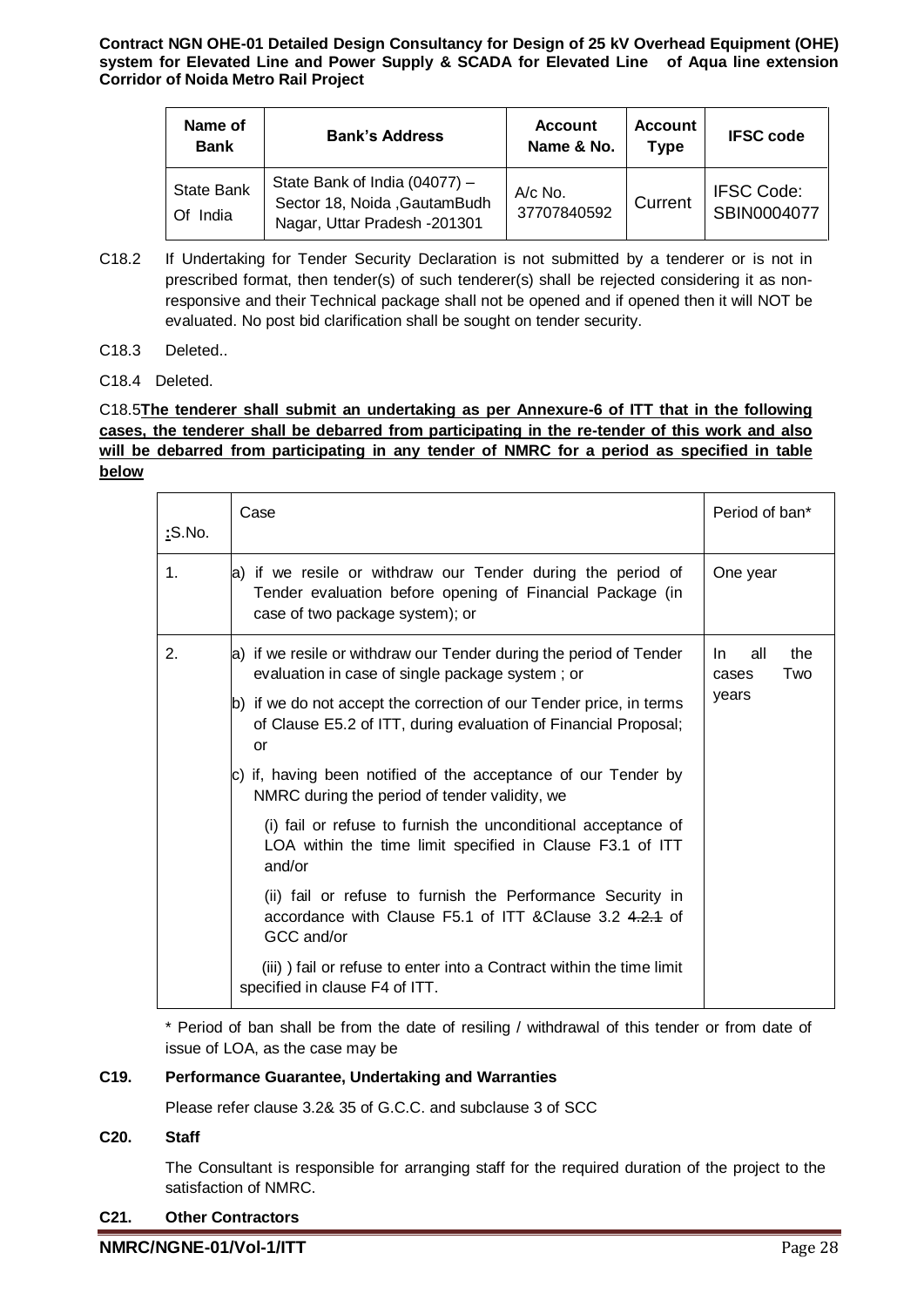| Name of Bank | Bank's Address | Account Name & No. | Account Type | IFSC code |
|---|---|---|---|---|
| State Bank Of India | State Bank of India (04077) – Sector 18, Noida ,GautamBudh Nagar, Uttar Pradesh -201301 | A/c No. 37707840592 | Current | IFSC Code: SBIN0004077 |

C18.2 If Undertaking for Tender Security Declaration is not submitted by a tenderer or is not in prescribed format, then tender(s) of such tenderer(s) shall be rejected considering it as non-responsive and their Technical package shall not be opened and if opened then it will NOT be evaluated. No post bid clarification shall be sought on tender security.

C18.3 Deleted..

C18.4 Deleted.

C18.5 **The tenderer shall submit an undertaking as per Annexure-6 of ITT that in the following cases, the tenderer shall be debarred from participating in the re-tender of this work and also will be debarred from participating in any tender of NMRC for a period as specified in table below**

| :S.No. | Case | Period of ban* |
|---|---|---|
| 1. | a) if we resile or withdraw our Tender during the period of Tender evaluation before opening of Financial Package (in case of two package system); or | One year |
| 2. | a) if we resile or withdraw our Tender during the period of Tender evaluation in case of single package system ; or<br>b) if we do not accept the correction of our Tender price, in terms of Clause E5.2 of ITT, during evaluation of Financial Proposal; or<br>c) if, having been notified of the acceptance of our Tender by NMRC during the period of tender validity, we<br>(i) fail or refuse to furnish the unconditional acceptance of LOA within the time limit specified in Clause F3.1 of ITT and/or<br>(ii) fail or refuse to furnish the Performance Security in accordance with Clause F5.1 of ITT &Clause 3.2 ~~4.2.1~~ of GCC and/or<br>(iii) ) fail or refuse to enter into a Contract within the time limit specified in clause F4 of ITT. | In all the cases Two years |

\* Period of ban shall be from the date of resiling / withdrawal of this tender or from date of issue of LOA, as the case may be

### C19. Performance Guarantee, Undertaking and Warranties

Please refer clause 3.2& 35 of G.C.C. and subclause 3 of SCC

### C20. Staff

The Consultant is responsible for arranging staff for the required duration of the project to the satisfaction of NMRC.

### C21. Other Contractors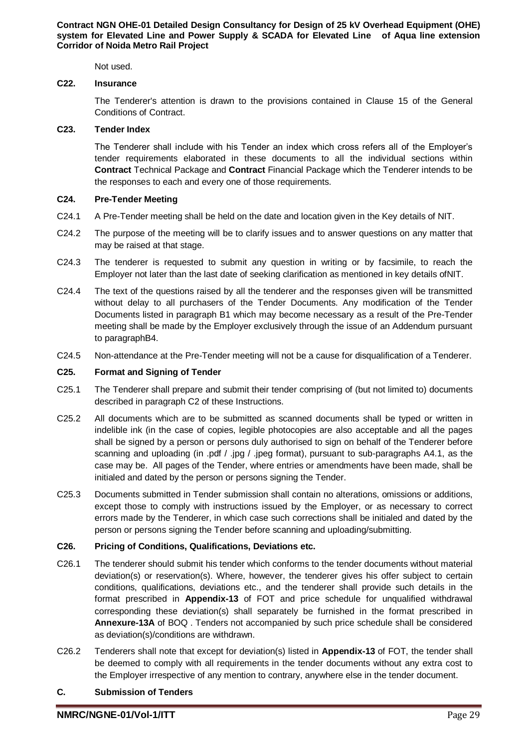Not used.

### C22. Insurance

The Tenderer's attention is drawn to the provisions contained in Clause 15 of the General Conditions of Contract.

### C23. Tender Index

The Tenderer shall include with his Tender an index which cross refers all of the Employer's tender requirements elaborated in these documents to all the individual sections within **Contract** Technical Package and **Contract** Financial Package which the Tenderer intends to be the responses to each and every one of those requirements.

### C24. Pre-Tender Meeting

C24.1 A Pre-Tender meeting shall be held on the date and location given in the Key details of NIT.

C24.2 The purpose of the meeting will be to clarify issues and to answer questions on any matter that may be raised at that stage.

C24.3 The tenderer is requested to submit any question in writing or by facsimile, to reach the Employer not later than the last date of seeking clarification as mentioned in key details ofNIT.

C24.4 The text of the questions raised by all the tenderer and the responses given will be transmitted without delay to all purchasers of the Tender Documents. Any modification of the Tender Documents listed in paragraph B1 which may become necessary as a result of the Pre-Tender meeting shall be made by the Employer exclusively through the issue of an Addendum pursuant to paragraphB4.

C24.5 Non-attendance at the Pre-Tender meeting will not be a cause for disqualification of a Tenderer.

### C25. Format and Signing of Tender

C25.1 The Tenderer shall prepare and submit their tender comprising of (but not limited to) documents described in paragraph C2 of these Instructions.

C25.2 All documents which are to be submitted as scanned documents shall be typed or written in indelible ink (in the case of copies, legible photocopies are also acceptable and all the pages shall be signed by a person or persons duly authorised to sign on behalf of the Tenderer before scanning and uploading (in .pdf / .jpg / .jpeg format), pursuant to sub-paragraphs A4.1, as the case may be. All pages of the Tender, where entries or amendments have been made, shall be initialed and dated by the person or persons signing the Tender.

C25.3 Documents submitted in Tender submission shall contain no alterations, omissions or additions, except those to comply with instructions issued by the Employer, or as necessary to correct errors made by the Tenderer, in which case such corrections shall be initialed and dated by the person or persons signing the Tender before scanning and uploading/submitting.

### C26. Pricing of Conditions, Qualifications, Deviations etc.

C26.1 The tenderer should submit his tender which conforms to the tender documents without material deviation(s) or reservation(s). Where, however, the tenderer gives his offer subject to certain conditions, qualifications, deviations etc., and the tenderer shall provide such details in the format prescribed in **Appendix-13** of FOT and price schedule for unqualified withdrawal corresponding these deviation(s) shall separately be furnished in the format prescribed in **Annexure-13A** of BOQ . Tenders not accompanied by such price schedule shall be considered as deviation(s)/conditions are withdrawn.

C26.2 Tenderers shall note that except for deviation(s) listed in **Appendix-13** of FOT, the tender shall be deemed to comply with all requirements in the tender documents without any extra cost to the Employer irrespective of any mention to contrary, anywhere else in the tender document.

## C. Submission of Tenders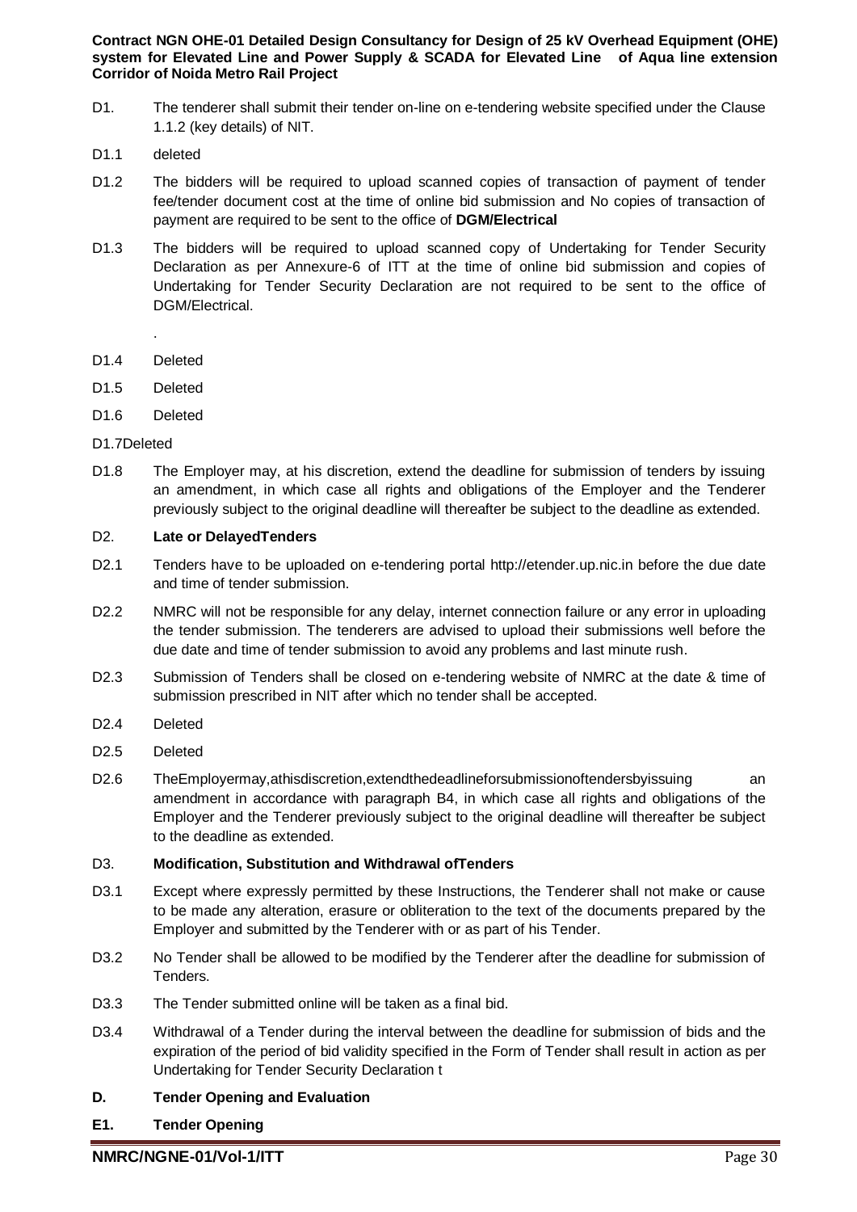D1. The tenderer shall submit their tender on-line on e-tendering website specified under the Clause 1.1.2 (key details) of NIT.

D1.1 deleted

D1.2 The bidders will be required to upload scanned copies of transaction of payment of tender fee/tender document cost at the time of online bid submission and No copies of transaction of payment are required to be sent to the office of **DGM/Electrical**

D1.3 The bidders will be required to upload scanned copy of Undertaking for Tender Security Declaration as per Annexure-6 of ITT at the time of online bid submission and copies of Undertaking for Tender Security Declaration are not required to be sent to the office of DGM/Electrical.

.

D1.4 Deleted

D1.5 Deleted

D1.6 Deleted

D1.7Deleted

D1.8 The Employer may, at his discretion, extend the deadline for submission of tenders by issuing an amendment, in which case all rights and obligations of the Employer and the Tenderer previously subject to the original deadline will thereafter be subject to the deadline as extended.

D2. **Late or DelayedTenders**

D2.1 Tenders have to be uploaded on e-tendering portal http://etender.up.nic.in before the due date and time of tender submission.

D2.2 NMRC will not be responsible for any delay, internet connection failure or any error in uploading the tender submission. The tenderers are advised to upload their submissions well before the due date and time of tender submission to avoid any problems and last minute rush.

D2.3 Submission of Tenders shall be closed on e-tendering website of NMRC at the date & time of submission prescribed in NIT after which no tender shall be accepted.

D2.4 Deleted

D2.5 Deleted

D2.6 TheEmployermay,athisdiscretion,extendthedeadlineforsubmissionoftendersbyissuing an amendment in accordance with paragraph B4, in which case all rights and obligations of the Employer and the Tenderer previously subject to the original deadline will thereafter be subject to the deadline as extended.

D3. **Modification, Substitution and Withdrawal ofTenders**

D3.1 Except where expressly permitted by these Instructions, the Tenderer shall not make or cause to be made any alteration, erasure or obliteration to the text of the documents prepared by the Employer and submitted by the Tenderer with or as part of his Tender.

D3.2 No Tender shall be allowed to be modified by the Tenderer after the deadline for submission of Tenders.

D3.3 The Tender submitted online will be taken as a final bid.

D3.4 Withdrawal of a Tender during the interval between the deadline for submission of bids and the expiration of the period of bid validity specified in the Form of Tender shall result in action as per Undertaking for Tender Security Declaration t

**D. Tender Opening and Evaluation**

**E1. Tender Opening**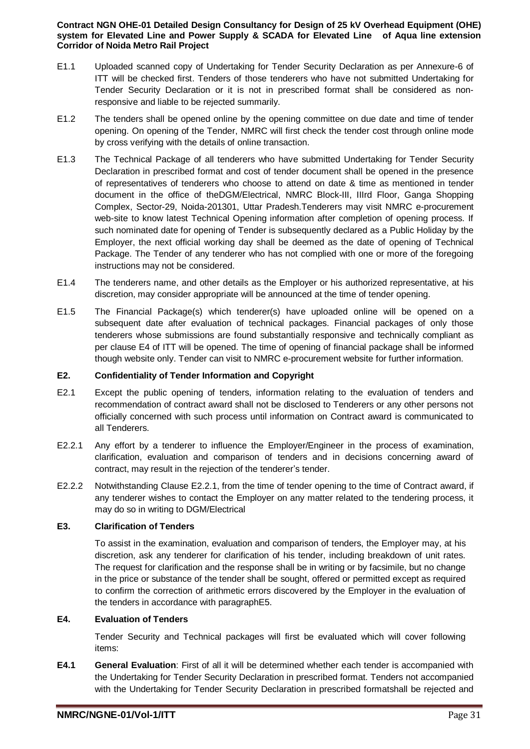E1.1 Uploaded scanned copy of Undertaking for Tender Security Declaration as per Annexure-6 of ITT will be checked first. Tenders of those tenderers who have not submitted Undertaking for Tender Security Declaration or it is not in prescribed format shall be considered as non-responsive and liable to be rejected summarily.

E1.2 The tenders shall be opened online by the opening committee on due date and time of tender opening. On opening of the Tender, NMRC will first check the tender cost through online mode by cross verifying with the details of online transaction.

E1.3 The Technical Package of all tenderers who have submitted Undertaking for Tender Security Declaration in prescribed format and cost of tender document shall be opened in the presence of representatives of tenderers who choose to attend on date & time as mentioned in tender document in the office of theDGM/Electrical, NMRC Block-III, IIIrd Floor, Ganga Shopping Complex, Sector-29, Noida-201301, Uttar Pradesh.Tenderers may visit NMRC e-procurement web-site to know latest Technical Opening information after completion of opening process. If such nominated date for opening of Tender is subsequently declared as a Public Holiday by the Employer, the next official working day shall be deemed as the date of opening of Technical Package. The Tender of any tenderer who has not complied with one or more of the foregoing instructions may not be considered.

E1.4 The tenderers name, and other details as the Employer or his authorized representative, at his discretion, may consider appropriate will be announced at the time of tender opening.

E1.5 The Financial Package(s) which tenderer(s) have uploaded online will be opened on a subsequent date after evaluation of technical packages. Financial packages of only those tenderers whose submissions are found substantially responsive and technically compliant as per clause E4 of ITT will be opened. The time of opening of financial package shall be informed though website only. Tender can visit to NMRC e-procurement website for further information.

### E2. Confidentiality of Tender Information and Copyright

E2.1 Except the public opening of tenders, information relating to the evaluation of tenders and recommendation of contract award shall not be disclosed to Tenderers or any other persons not officially concerned with such process until information on Contract award is communicated to all Tenderers.

E2.2.1 Any effort by a tenderer to influence the Employer/Engineer in the process of examination, clarification, evaluation and comparison of tenders and in decisions concerning award of contract, may result in the rejection of the tenderer's tender.

E2.2.2 Notwithstanding Clause E2.2.1, from the time of tender opening to the time of Contract award, if any tenderer wishes to contact the Employer on any matter related to the tendering process, it may do so in writing to DGM/Electrical

### E3. Clarification of Tenders

To assist in the examination, evaluation and comparison of tenders, the Employer may, at his discretion, ask any tenderer for clarification of his tender, including breakdown of unit rates. The request for clarification and the response shall be in writing or by facsimile, but no change in the price or substance of the tender shall be sought, offered or permitted except as required to confirm the correction of arithmetic errors discovered by the Employer in the evaluation of the tenders in accordance with paragraphE5.

### E4. Evaluation of Tenders

Tender Security and Technical packages will first be evaluated which will cover following items:

**E4.1 General Evaluation**: First of all it will be determined whether each tender is accompanied with the Undertaking for Tender Security Declaration in prescribed format. Tenders not accompanied with the Undertaking for Tender Security Declaration in prescribed formatshall be rejected and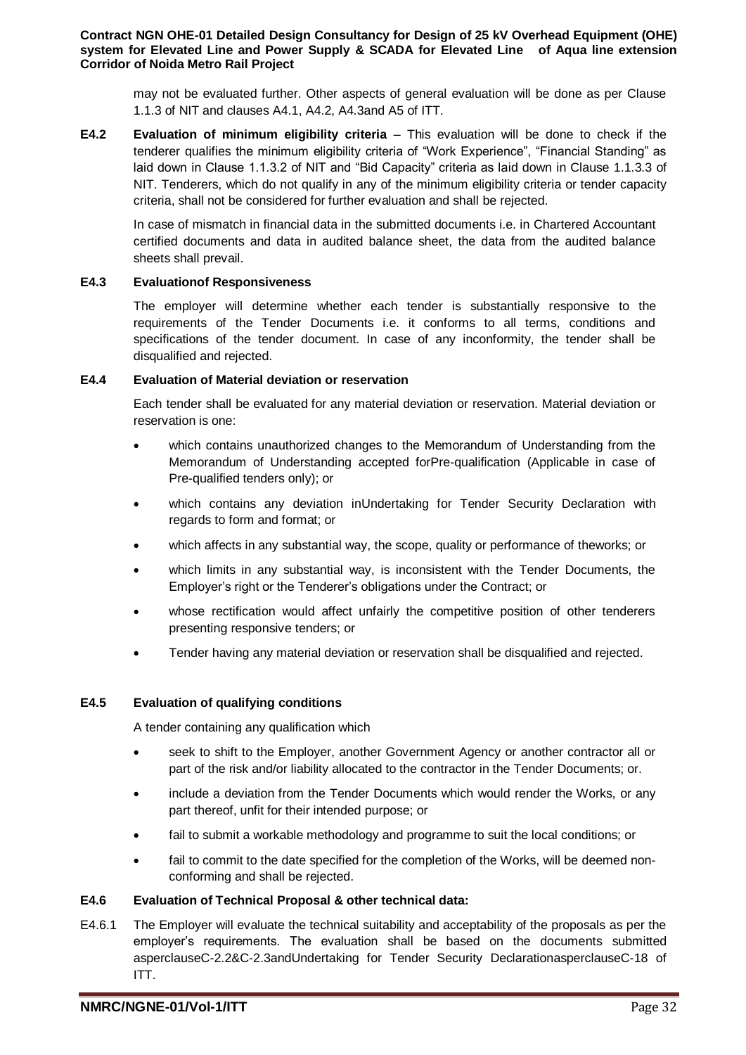may not be evaluated further. Other aspects of general evaluation will be done as per Clause 1.1.3 of NIT and clauses A4.1, A4.2, A4.3and A5 of ITT.

**E4.2 Evaluation of minimum eligibility criteria** – This evaluation will be done to check if the tenderer qualifies the minimum eligibility criteria of "Work Experience", "Financial Standing" as laid down in Clause 1.1.3.2 of NIT and "Bid Capacity" criteria as laid down in Clause 1.1.3.3 of NIT. Tenderers, which do not qualify in any of the minimum eligibility criteria or tender capacity criteria, shall not be considered for further evaluation and shall be rejected.

In case of mismatch in financial data in the submitted documents i.e. in Chartered Accountant certified documents and data in audited balance sheet, the data from the audited balance sheets shall prevail.

**E4.3 Evaluationof Responsiveness**

The employer will determine whether each tender is substantially responsive to the requirements of the Tender Documents i.e. it conforms to all terms, conditions and specifications of the tender document. In case of any inconformity, the tender shall be disqualified and rejected.

**E4.4 Evaluation of Material deviation or reservation**

Each tender shall be evaluated for any material deviation or reservation. Material deviation or reservation is one:

- which contains unauthorized changes to the Memorandum of Understanding from the Memorandum of Understanding accepted forPre-qualification (Applicable in case of Pre-qualified tenders only); or
- which contains any deviation inUndertaking for Tender Security Declaration with regards to form and format; or
- which affects in any substantial way, the scope, quality or performance of theworks; or
- which limits in any substantial way, is inconsistent with the Tender Documents, the Employer's right or the Tenderer's obligations under the Contract; or
- whose rectification would affect unfairly the competitive position of other tenderers presenting responsive tenders; or
- Tender having any material deviation or reservation shall be disqualified and rejected.

**E4.5 Evaluation of qualifying conditions**

A tender containing any qualification which

- seek to shift to the Employer, another Government Agency or another contractor all or part of the risk and/or liability allocated to the contractor in the Tender Documents; or.
- include a deviation from the Tender Documents which would render the Works, or any part thereof, unfit for their intended purpose; or
- fail to submit a workable methodology and programme to suit the local conditions; or
- fail to commit to the date specified for the completion of the Works, will be deemed non-conforming and shall be rejected.

**E4.6 Evaluation of Technical Proposal & other technical data:**

E4.6.1 The Employer will evaluate the technical suitability and acceptability of the proposals as per the employer's requirements. The evaluation shall be based on the documents submitted asperclauseC-2.2&C-2.3andUndertaking for Tender Security DeclarationasperclauseC-18 of ITT.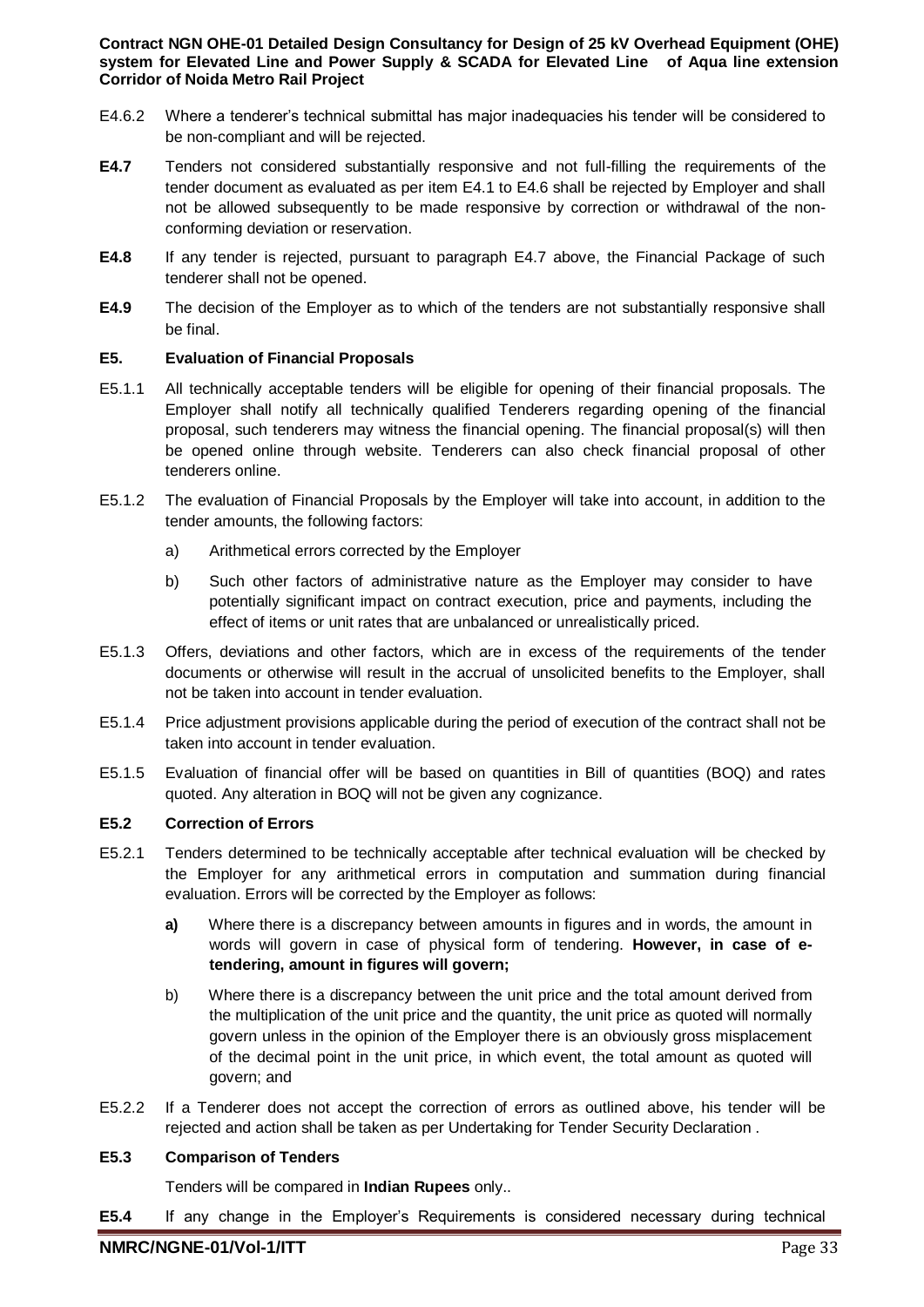E4.6.2 Where a tenderer's technical submittal has major inadequacies his tender will be considered to be non-compliant and will be rejected.

**E4.7** Tenders not considered substantially responsive and not full-filling the requirements of the tender document as evaluated as per item E4.1 to E4.6 shall be rejected by Employer and shall not be allowed subsequently to be made responsive by correction or withdrawal of the non-conforming deviation or reservation.

**E4.8** If any tender is rejected, pursuant to paragraph E4.7 above, the Financial Package of such tenderer shall not be opened.

**E4.9** The decision of the Employer as to which of the tenders are not substantially responsive shall be final.

### E5. Evaluation of Financial Proposals

E5.1.1 All technically acceptable tenders will be eligible for opening of their financial proposals. The Employer shall notify all technically qualified Tenderers regarding opening of the financial proposal, such tenderers may witness the financial opening. The financial proposal(s) will then be opened online through website. Tenderers can also check financial proposal of other tenderers online.

E5.1.2 The evaluation of Financial Proposals by the Employer will take into account, in addition to the tender amounts, the following factors:

a) Arithmetical errors corrected by the Employer

b) Such other factors of administrative nature as the Employer may consider to have potentially significant impact on contract execution, price and payments, including the effect of items or unit rates that are unbalanced or unrealistically priced.

E5.1.3 Offers, deviations and other factors, which are in excess of the requirements of the tender documents or otherwise will result in the accrual of unsolicited benefits to the Employer, shall not be taken into account in tender evaluation.

E5.1.4 Price adjustment provisions applicable during the period of execution of the contract shall not be taken into account in tender evaluation.

E5.1.5 Evaluation of financial offer will be based on quantities in Bill of quantities (BOQ) and rates quoted. Any alteration in BOQ will not be given any cognizance.

### E5.2 Correction of Errors

E5.2.1 Tenders determined to be technically acceptable after technical evaluation will be checked by the Employer for any arithmetical errors in computation and summation during financial evaluation. Errors will be corrected by the Employer as follows:

**a)** Where there is a discrepancy between amounts in figures and in words, the amount in words will govern in case of physical form of tendering. **However, in case of e-tendering, amount in figures will govern;**

b) Where there is a discrepancy between the unit price and the total amount derived from the multiplication of the unit price and the quantity, the unit price as quoted will normally govern unless in the opinion of the Employer there is an obviously gross misplacement of the decimal point in the unit price, in which event, the total amount as quoted will govern; and

E5.2.2 If a Tenderer does not accept the correction of errors as outlined above, his tender will be rejected and action shall be taken as per Undertaking for Tender Security Declaration .

### E5.3 Comparison of Tenders

Tenders will be compared in **Indian Rupees** only..

**E5.4** If any change in the Employer's Requirements is considered necessary during technical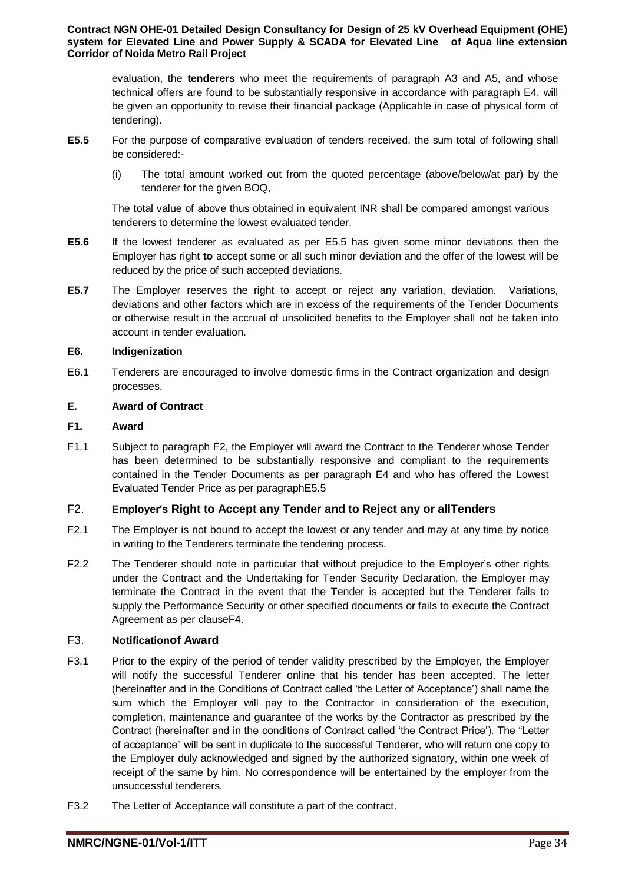evaluation, the **tenderers** who meet the requirements of paragraph A3 and A5, and whose technical offers are found to be substantially responsive in accordance with paragraph E4, will be given an opportunity to revise their financial package (Applicable in case of physical form of tendering).

**E5.5** For the purpose of comparative evaluation of tenders received, the sum total of following shall be considered:-

(i) The total amount worked out from the quoted percentage (above/below/at par) by the tenderer for the given BOQ,

The total value of above thus obtained in equivalent INR shall be compared amongst various tenderers to determine the lowest evaluated tender.

**E5.6** If the lowest tenderer as evaluated as per E5.5 has given some minor deviations then the Employer has right **to** accept some or all such minor deviation and the offer of the lowest will be reduced by the price of such accepted deviations.

**E5.7** The Employer reserves the right to accept or reject any variation, deviation. Variations, deviations and other factors which are in excess of the requirements of the Tender Documents or otherwise result in the accrual of unsolicited benefits to the Employer shall not be taken into account in tender evaluation.

### E6. Indigenization

E6.1 Tenderers are encouraged to involve domestic firms in the Contract organization and design processes.

## E. Award of Contract

### F1. Award

F1.1 Subject to paragraph F2, the Employer will award the Contract to the Tenderer whose Tender has been determined to be substantially responsive and compliant to the requirements contained in the Tender Documents as per paragraph E4 and who has offered the Lowest Evaluated Tender Price as per paragraphE5.5

### F2. Employer's Right to Accept any Tender and to Reject any or allTenders

F2.1 The Employer is not bound to accept the lowest or any tender and may at any time by notice in writing to the Tenderers terminate the tendering process.

F2.2 The Tenderer should note in particular that without prejudice to the Employer's other rights under the Contract and the Undertaking for Tender Security Declaration, the Employer may terminate the Contract in the event that the Tender is accepted but the Tenderer fails to supply the Performance Security or other specified documents or fails to execute the Contract Agreement as per clauseF4.

### F3. Notificationof Award

F3.1 Prior to the expiry of the period of tender validity prescribed by the Employer, the Employer will notify the successful Tenderer online that his tender has been accepted. The letter (hereinafter and in the Conditions of Contract called 'the Letter of Acceptance') shall name the sum which the Employer will pay to the Contractor in consideration of the execution, completion, maintenance and guarantee of the works by the Contractor as prescribed by the Contract (hereinafter and in the conditions of Contract called 'the Contract Price'). The "Letter of acceptance" will be sent in duplicate to the successful Tenderer, who will return one copy to the Employer duly acknowledged and signed by the authorized signatory, within one week of receipt of the same by him. No correspondence will be entertained by the employer from the unsuccessful tenderers.

F3.2 The Letter of Acceptance will constitute a part of the contract.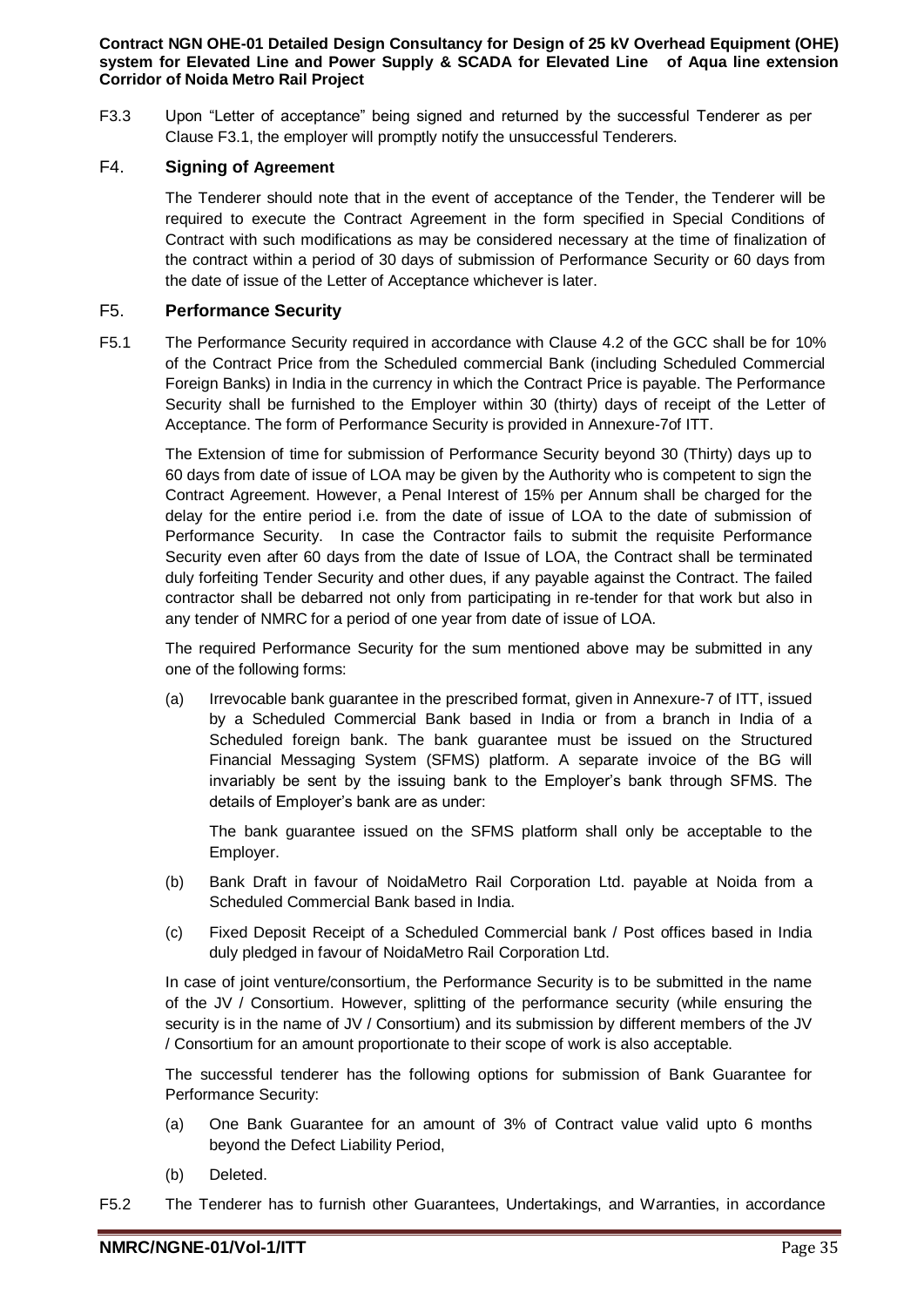F3.3 Upon "Letter of acceptance" being signed and returned by the successful Tenderer as per Clause F3.1, the employer will promptly notify the unsuccessful Tenderers.

## F4. Signing of Agreement

The Tenderer should note that in the event of acceptance of the Tender, the Tenderer will be required to execute the Contract Agreement in the form specified in Special Conditions of Contract with such modifications as may be considered necessary at the time of finalization of the contract within a period of 30 days of submission of Performance Security or 60 days from the date of issue of the Letter of Acceptance whichever is later.

## F5. Performance Security

F5.1 The Performance Security required in accordance with Clause 4.2 of the GCC shall be for 10% of the Contract Price from the Scheduled commercial Bank (including Scheduled Commercial Foreign Banks) in India in the currency in which the Contract Price is payable. The Performance Security shall be furnished to the Employer within 30 (thirty) days of receipt of the Letter of Acceptance. The form of Performance Security is provided in Annexure-7of ITT.

The Extension of time for submission of Performance Security beyond 30 (Thirty) days up to 60 days from date of issue of LOA may be given by the Authority who is competent to sign the Contract Agreement. However, a Penal Interest of 15% per Annum shall be charged for the delay for the entire period i.e. from the date of issue of LOA to the date of submission of Performance Security. In case the Contractor fails to submit the requisite Performance Security even after 60 days from the date of Issue of LOA, the Contract shall be terminated duly forfeiting Tender Security and other dues, if any payable against the Contract. The failed contractor shall be debarred not only from participating in re-tender for that work but also in any tender of NMRC for a period of one year from date of issue of LOA.

The required Performance Security for the sum mentioned above may be submitted in any one of the following forms:

(a) Irrevocable bank guarantee in the prescribed format, given in Annexure-7 of ITT, issued by a Scheduled Commercial Bank based in India or from a branch in India of a Scheduled foreign bank. The bank guarantee must be issued on the Structured Financial Messaging System (SFMS) platform. A separate invoice of the BG will invariably be sent by the issuing bank to the Employer's bank through SFMS. The details of Employer's bank are as under:

The bank guarantee issued on the SFMS platform shall only be acceptable to the Employer.

(b) Bank Draft in favour of NoidaMetro Rail Corporation Ltd. payable at Noida from a Scheduled Commercial Bank based in India.

(c) Fixed Deposit Receipt of a Scheduled Commercial bank / Post offices based in India duly pledged in favour of NoidaMetro Rail Corporation Ltd.

In case of joint venture/consortium, the Performance Security is to be submitted in the name of the JV / Consortium. However, splitting of the performance security (while ensuring the security is in the name of JV / Consortium) and its submission by different members of the JV / Consortium for an amount proportionate to their scope of work is also acceptable.

The successful tenderer has the following options for submission of Bank Guarantee for Performance Security:

(a) One Bank Guarantee for an amount of 3% of Contract value valid upto 6 months beyond the Defect Liability Period,

(b) Deleted.

F5.2 The Tenderer has to furnish other Guarantees, Undertakings, and Warranties, in accordance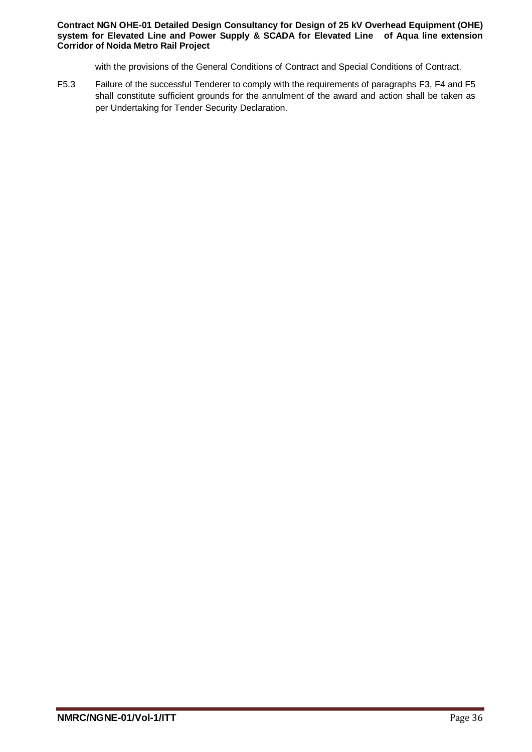with the provisions of the General Conditions of Contract and Special Conditions of Contract.

F5.3 Failure of the successful Tenderer to comply with the requirements of paragraphs F3, F4 and F5 shall constitute sufficient grounds for the annulment of the award and action shall be taken as per Undertaking for Tender Security Declaration.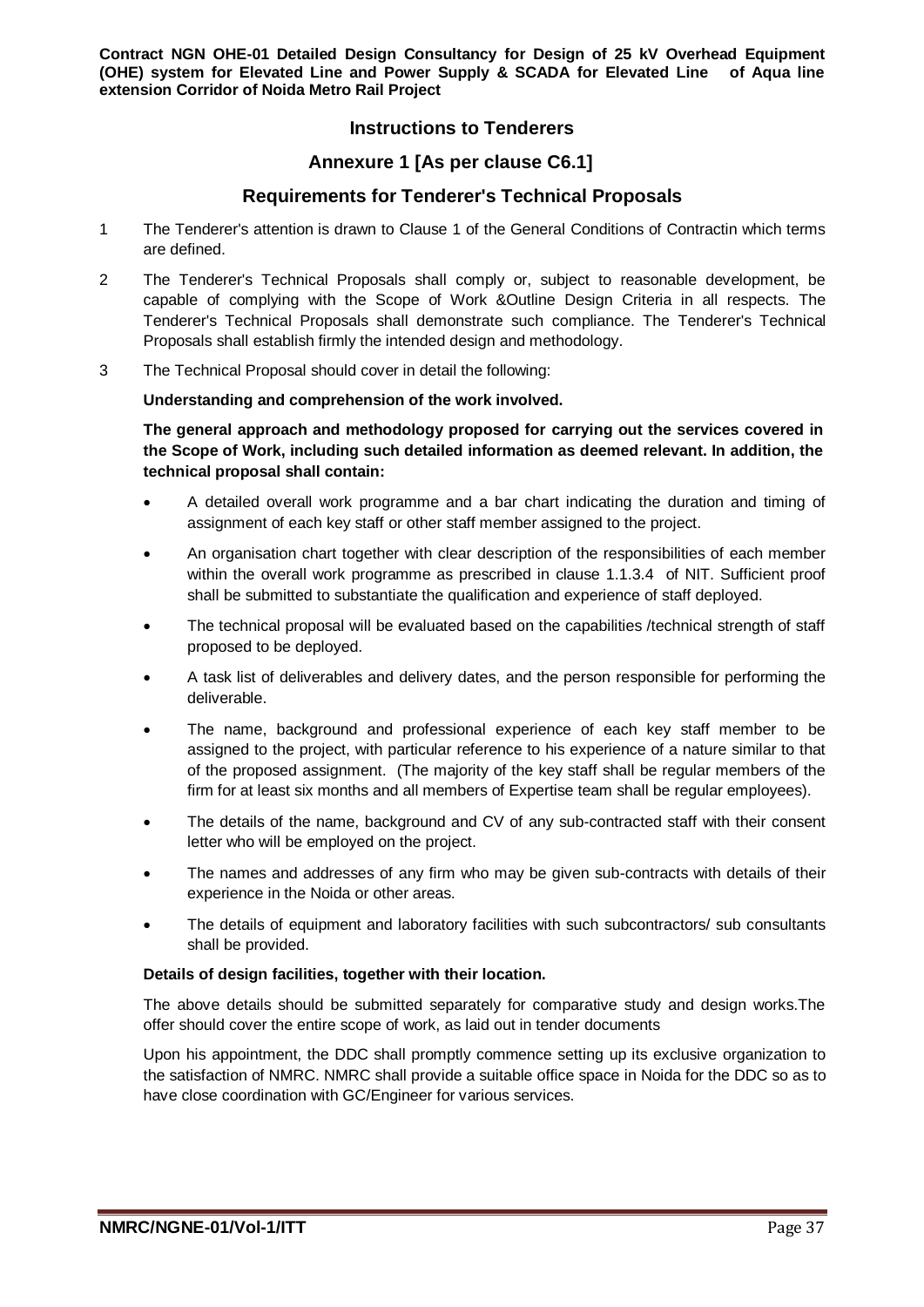## Instructions to Tenderers

## Annexure 1 [As per clause C6.1]

## Requirements for Tenderer's Technical Proposals

1 The Tenderer's attention is drawn to Clause 1 of the General Conditions of Contractin which terms are defined.

2 The Tenderer's Technical Proposals shall comply or, subject to reasonable development, be capable of complying with the Scope of Work &Outline Design Criteria in all respects. The Tenderer's Technical Proposals shall demonstrate such compliance. The Tenderer's Technical Proposals shall establish firmly the intended design and methodology.

3 The Technical Proposal should cover in detail the following:

**Understanding and comprehension of the work involved.**

**The general approach and methodology proposed for carrying out the services covered in the Scope of Work, including such detailed information as deemed relevant. In addition, the technical proposal shall contain:**

- A detailed overall work programme and a bar chart indicating the duration and timing of assignment of each key staff or other staff member assigned to the project.
- An organisation chart together with clear description of the responsibilities of each member within the overall work programme as prescribed in clause 1.1.3.4 of NIT. Sufficient proof shall be submitted to substantiate the qualification and experience of staff deployed.
- The technical proposal will be evaluated based on the capabilities /technical strength of staff proposed to be deployed.
- A task list of deliverables and delivery dates, and the person responsible for performing the deliverable.
- The name, background and professional experience of each key staff member to be assigned to the project, with particular reference to his experience of a nature similar to that of the proposed assignment. (The majority of the key staff shall be regular members of the firm for at least six months and all members of Expertise team shall be regular employees).
- The details of the name, background and CV of any sub-contracted staff with their consent letter who will be employed on the project.
- The names and addresses of any firm who may be given sub-contracts with details of their experience in the Noida or other areas.
- The details of equipment and laboratory facilities with such subcontractors/ sub consultants shall be provided.

**Details of design facilities, together with their location.**

The above details should be submitted separately for comparative study and design works.The offer should cover the entire scope of work, as laid out in tender documents

Upon his appointment, the DDC shall promptly commence setting up its exclusive organization to the satisfaction of NMRC. NMRC shall provide a suitable office space in Noida for the DDC so as to have close coordination with GC/Engineer for various services.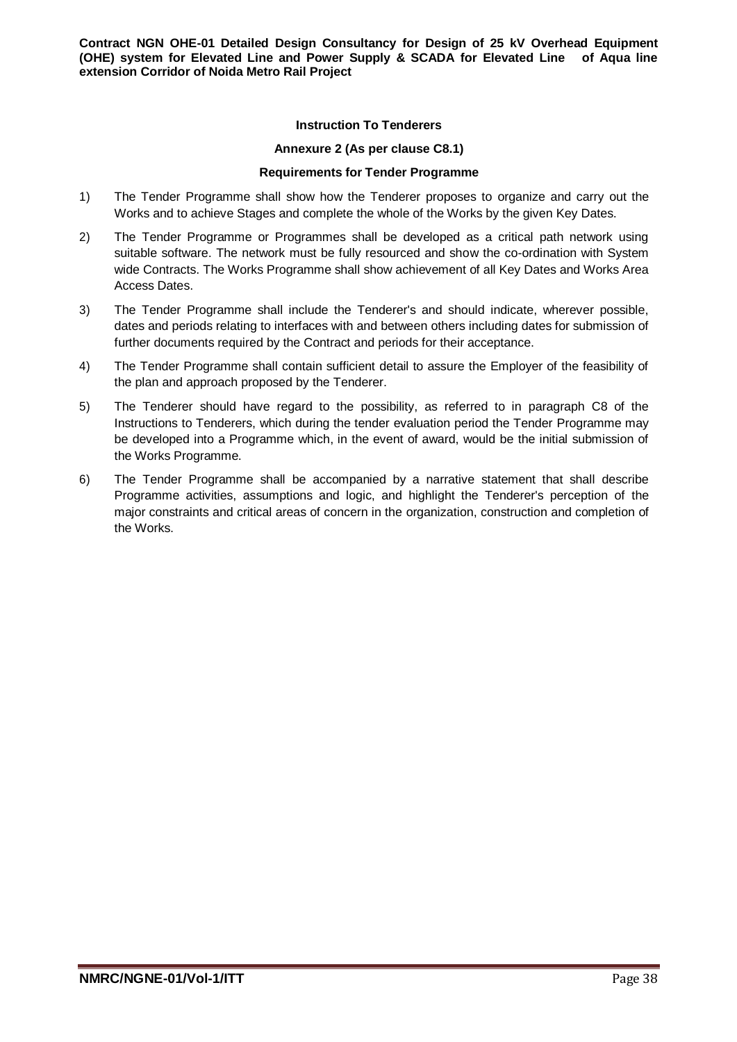**Instruction To Tenderers**

**Annexure 2 (As per clause C8.1)**

**Requirements for Tender Programme**

1) The Tender Programme shall show how the Tenderer proposes to organize and carry out the Works and to achieve Stages and complete the whole of the Works by the given Key Dates.

2) The Tender Programme or Programmes shall be developed as a critical path network using suitable software. The network must be fully resourced and show the co-ordination with System wide Contracts. The Works Programme shall show achievement of all Key Dates and Works Area Access Dates.

3) The Tender Programme shall include the Tenderer's and should indicate, wherever possible, dates and periods relating to interfaces with and between others including dates for submission of further documents required by the Contract and periods for their acceptance.

4) The Tender Programme shall contain sufficient detail to assure the Employer of the feasibility of the plan and approach proposed by the Tenderer.

5) The Tenderer should have regard to the possibility, as referred to in paragraph C8 of the Instructions to Tenderers, which during the tender evaluation period the Tender Programme may be developed into a Programme which, in the event of award, would be the initial submission of the Works Programme.

6) The Tender Programme shall be accompanied by a narrative statement that shall describe Programme activities, assumptions and logic, and highlight the Tenderer's perception of the major constraints and critical areas of concern in the organization, construction and completion of the Works.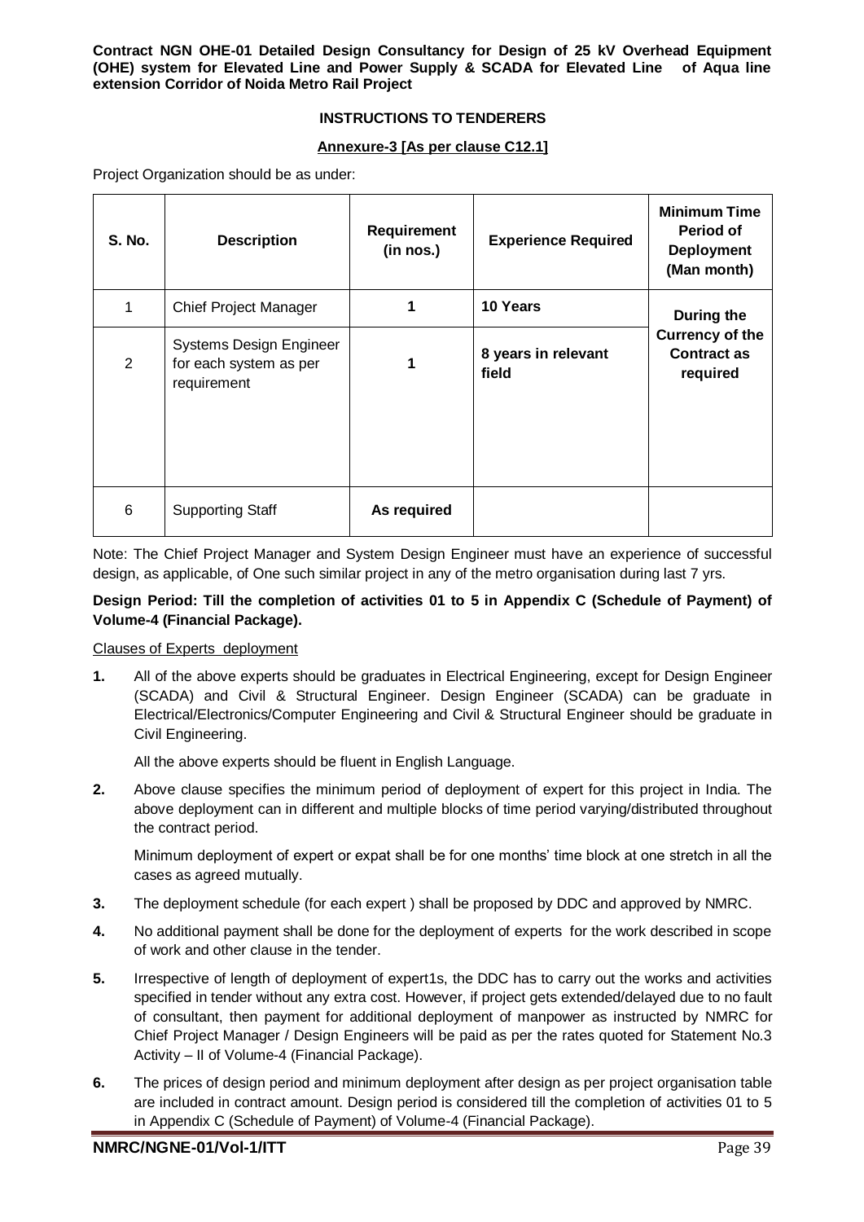**INSTRUCTIONS TO TENDERERS**

**Annexure-3 [As per clause C12.1]**

Project Organization should be as under:

| S. No. | Description | Requirement (in nos.) | Experience Required | Minimum Time Period of Deployment (Man month) |
|---|---|---|---|---|
| 1 | Chief Project Manager | **1** | **10 Years** | **During the Currency of the Contract as required** |
| 2 | Systems Design Engineer for each system as per requirement | **1** | **8 years in relevant field** | |
| 6 | Supporting Staff | **As required** | | |

Note: The Chief Project Manager and System Design Engineer must have an experience of successful design, as applicable, of One such similar project in any of the metro organisation during last 7 yrs.

**Design Period: Till the completion of activities 01 to 5 in Appendix C (Schedule of Payment) of Volume-4 (Financial Package).**

Clauses of Experts deployment

1. All of the above experts should be graduates in Electrical Engineering, except for Design Engineer (SCADA) and Civil & Structural Engineer. Design Engineer (SCADA) can be graduate in Electrical/Electronics/Computer Engineering and Civil & Structural Engineer should be graduate in Civil Engineering.

   All the above experts should be fluent in English Language.

2. Above clause specifies the minimum period of deployment of expert for this project in India. The above deployment can in different and multiple blocks of time period varying/distributed throughout the contract period.

   Minimum deployment of expert or expat shall be for one months' time block at one stretch in all the cases as agreed mutually.

3. The deployment schedule (for each expert ) shall be proposed by DDC and approved by NMRC.

4. No additional payment shall be done for the deployment of experts for the work described in scope of work and other clause in the tender.

5. Irrespective of length of deployment of expert1s, the DDC has to carry out the works and activities specified in tender without any extra cost. However, if project gets extended/delayed due to no fault of consultant, then payment for additional deployment of manpower as instructed by NMRC for Chief Project Manager / Design Engineers will be paid as per the rates quoted for Statement No.3 Activity – II of Volume-4 (Financial Package).

6. The prices of design period and minimum deployment after design as per project organisation table are included in contract amount. Design period is considered till the completion of activities 01 to 5 in Appendix C (Schedule of Payment) of Volume-4 (Financial Package).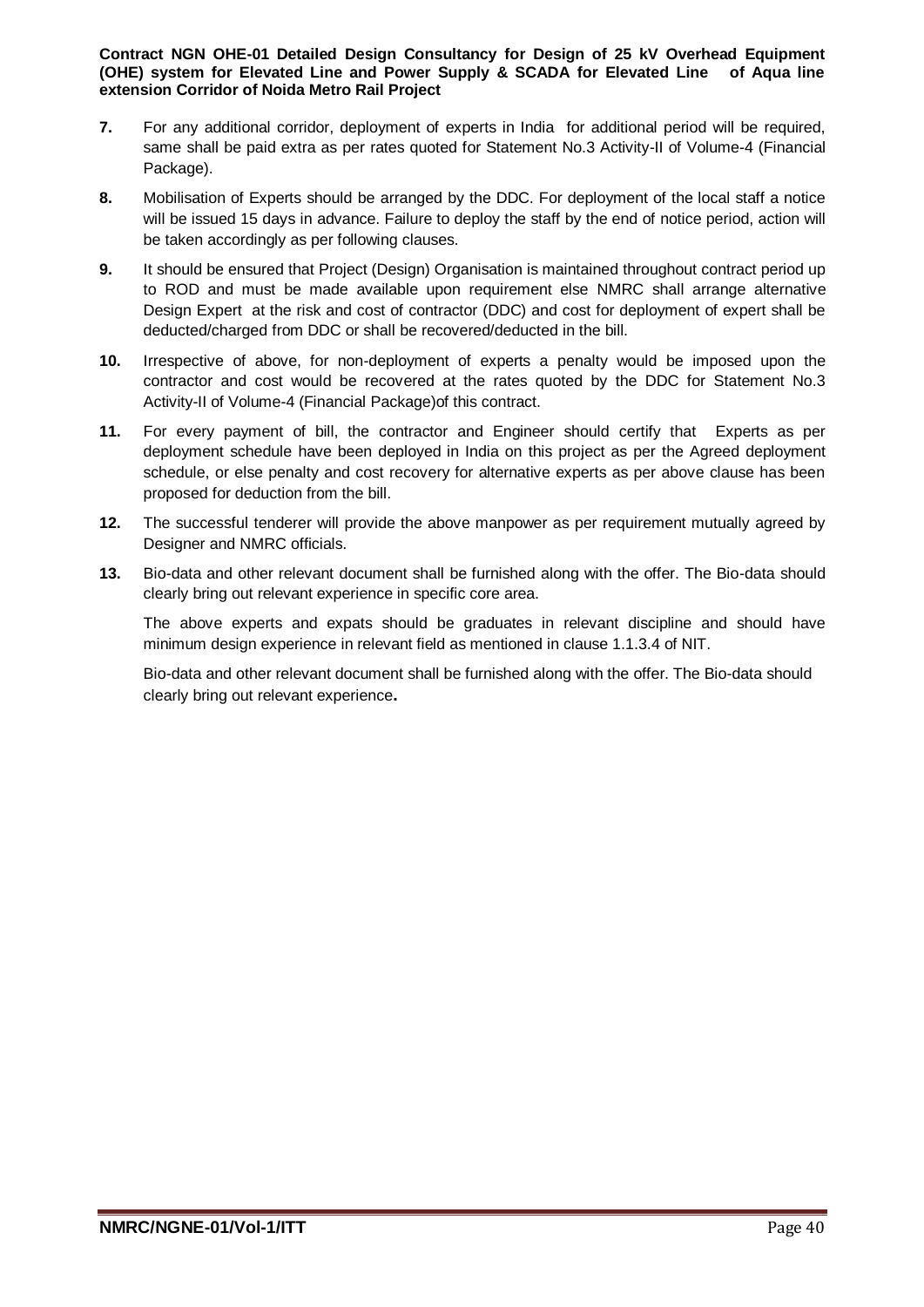**7.** For any additional corridor, deployment of experts in India for additional period will be required, same shall be paid extra as per rates quoted for Statement No.3 Activity-II of Volume-4 (Financial Package).

**8.** Mobilisation of Experts should be arranged by the DDC. For deployment of the local staff a notice will be issued 15 days in advance. Failure to deploy the staff by the end of notice period, action will be taken accordingly as per following clauses.

**9.** It should be ensured that Project (Design) Organisation is maintained throughout contract period up to ROD and must be made available upon requirement else NMRC shall arrange alternative Design Expert at the risk and cost of contractor (DDC) and cost for deployment of expert shall be deducted/charged from DDC or shall be recovered/deducted in the bill.

**10.** Irrespective of above, for non-deployment of experts a penalty would be imposed upon the contractor and cost would be recovered at the rates quoted by the DDC for Statement No.3 Activity-II of Volume-4 (Financial Package)of this contract.

**11.** For every payment of bill, the contractor and Engineer should certify that Experts as per deployment schedule have been deployed in India on this project as per the Agreed deployment schedule, or else penalty and cost recovery for alternative experts as per above clause has been proposed for deduction from the bill.

**12.** The successful tenderer will provide the above manpower as per requirement mutually agreed by Designer and NMRC officials.

**13.** Bio-data and other relevant document shall be furnished along with the offer. The Bio-data should clearly bring out relevant experience in specific core area.

The above experts and expats should be graduates in relevant discipline and should have minimum design experience in relevant field as mentioned in clause 1.1.3.4 of NIT.

Bio-data and other relevant document shall be furnished along with the offer. The Bio-data should clearly bring out relevant experience**.**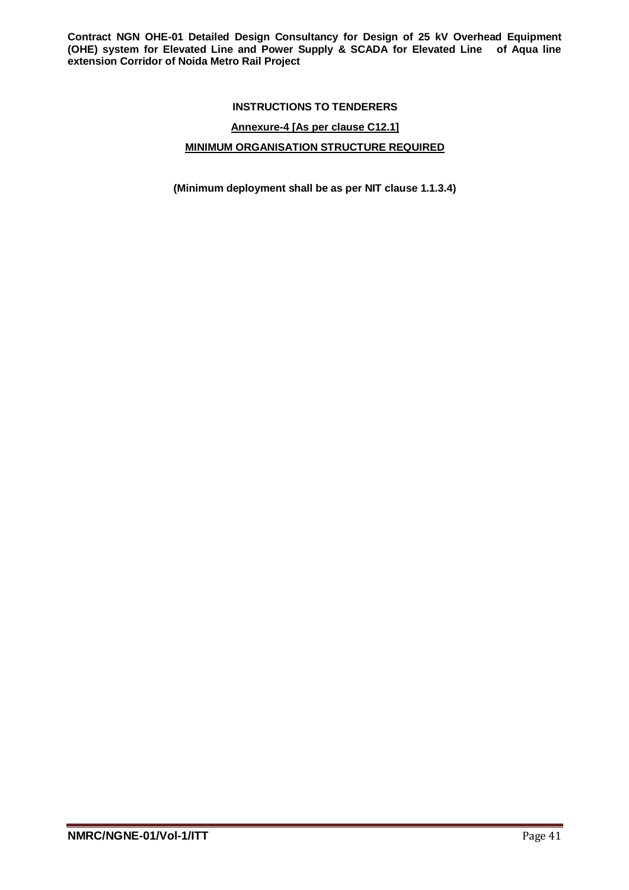**INSTRUCTIONS TO TENDERERS**

**Annexure-4 [As per clause C12.1]**

**MINIMUM ORGANISATION STRUCTURE REQUIRED**

**(Minimum deployment shall be as per NIT clause 1.1.3.4)**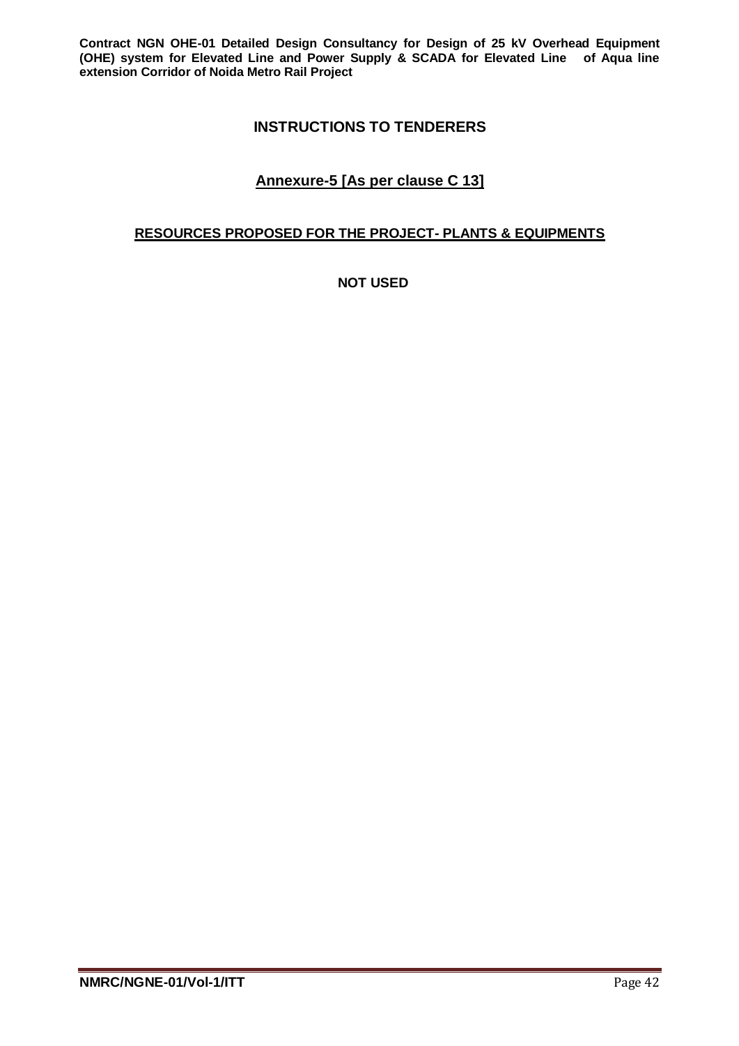## INSTRUCTIONS TO TENDERERS

### Annexure-5 [As per clause C 13]

**RESOURCES PROPOSED FOR THE PROJECT- PLANTS & EQUIPMENTS**

**NOT USED**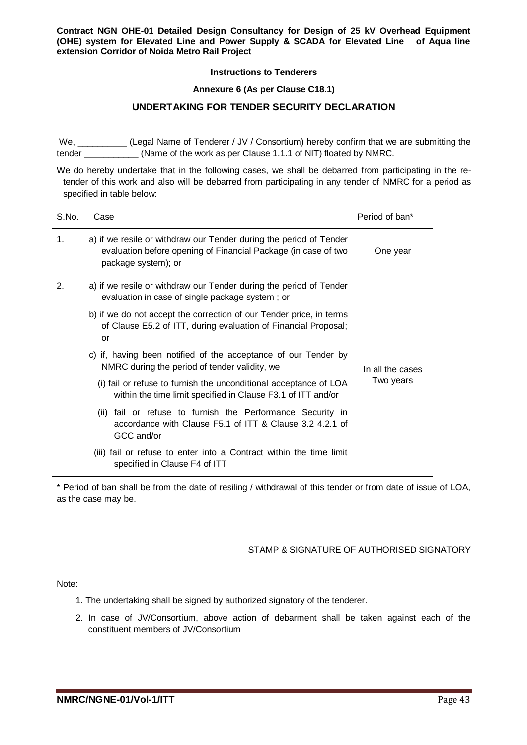**Instructions to Tenderers**

**Annexure 6 (As per Clause C18.1)**

## UNDERTAKING FOR TENDER SECURITY DECLARATION

We, __________ (Legal Name of Tenderer / JV / Consortium) hereby confirm that we are submitting the tender ___________ (Name of the work as per Clause 1.1.1 of NIT) floated by NMRC.

We do hereby undertake that in the following cases, we shall be debarred from participating in the re-tender of this work and also will be debarred from participating in any tender of NMRC for a period as specified in table below:

| S.No. | Case | Period of ban* |
|---|---|---|
| 1. | a) if we resile or withdraw our Tender during the period of Tender evaluation before opening of Financial Package (in case of two package system); or | One year |
| 2. | a) if we resile or withdraw our Tender during the period of Tender evaluation in case of single package system ; or<br><br>b) if we do not accept the correction of our Tender price, in terms of Clause E5.2 of ITT, during evaluation of Financial Proposal; or<br><br>c) if, having been notified of the acceptance of our Tender by NMRC during the period of tender validity, we<br><br>(i) fail or refuse to furnish the unconditional acceptance of LOA within the time limit specified in Clause F3.1 of ITT and/or<br><br>(ii) fail or refuse to furnish the Performance Security in accordance with Clause F5.1 of ITT & Clause 3.2 ~~4.2.1~~ of GCC and/or<br><br>(iii) fail or refuse to enter into a Contract within the time limit specified in Clause F4 of ITT | In all the cases Two years |

* Period of ban shall be from the date of resiling / withdrawal of this tender or from date of issue of LOA, as the case may be.

STAMP & SIGNATURE OF AUTHORISED SIGNATORY

Note:

1. The undertaking shall be signed by authorized signatory of the tenderer.
2. In case of JV/Consortium, above action of debarment shall be taken against each of the constituent members of JV/Consortium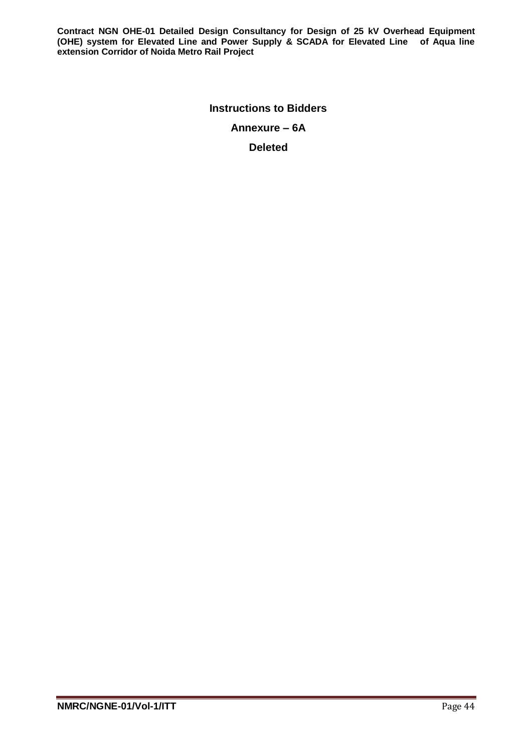**Instructions to Bidders**

**Annexure – 6A**

**Deleted**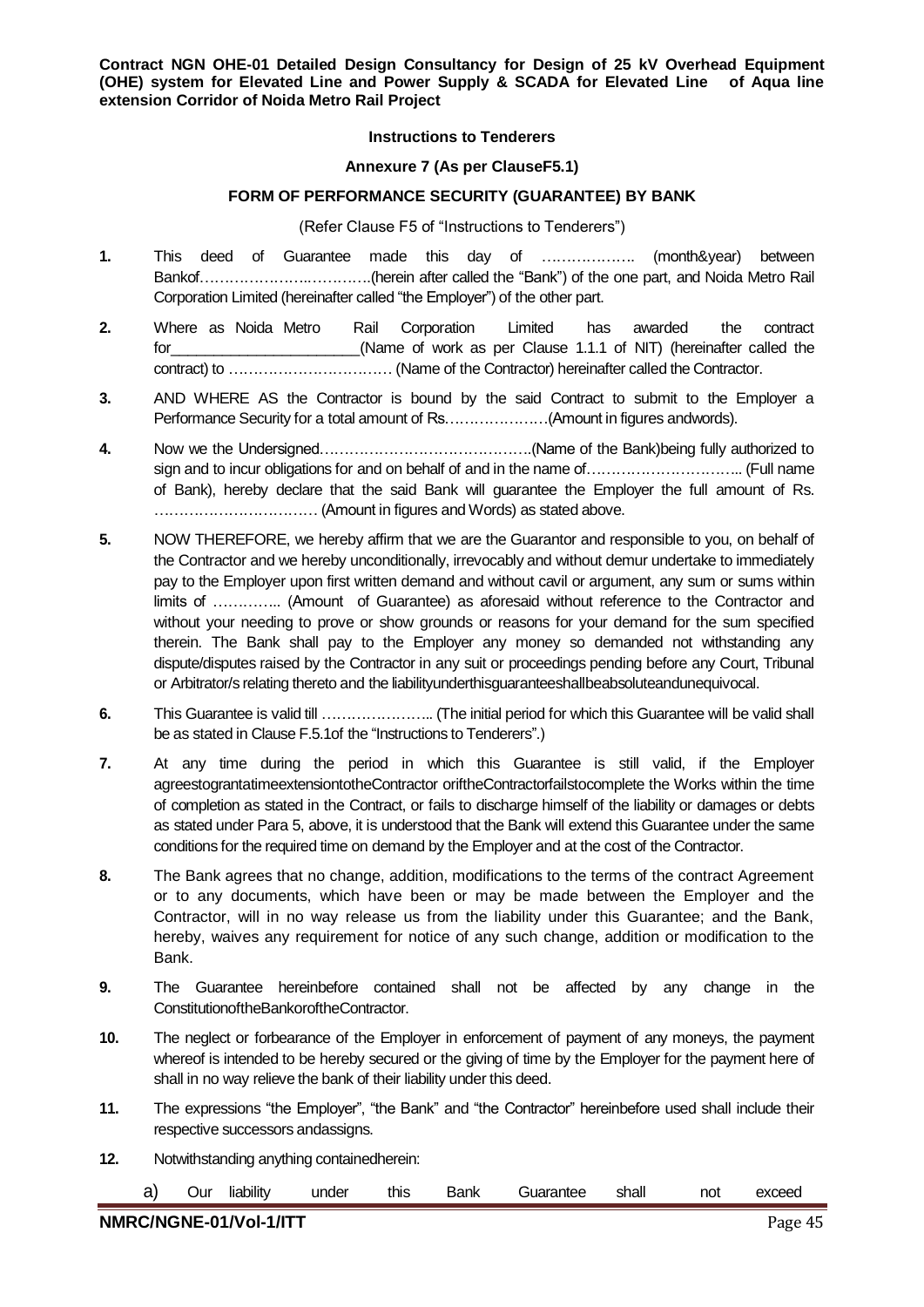### Instructions to Tenderers

### Annexure 7 (As per ClauseF5.1)

### FORM OF PERFORMANCE SECURITY (GUARANTEE) BY BANK

(Refer Clause F5 of "Instructions to Tenderers")

1. This deed of Guarantee made this day of ………………. (month&year) between Bankof………………..……….(herein after called the "Bank") of the one part, and Noida Metro Rail Corporation Limited (hereinafter called "the Employer") of the other part.

2. Where as Noida Metro Rail Corporation Limited has awarded the contract for______________________(Name of work as per Clause 1.1.1 of NIT) (hereinafter called the contract) to …………………………… (Name of the Contractor) hereinafter called the Contractor.

3. AND WHERE AS the Contractor is bound by the said Contract to submit to the Employer a Performance Security for a total amount of Rs.…………………(Amount in figures andwords).

4. Now we the Undersigned……………………………………..(Name of the Bank)being fully authorized to sign and to incur obligations for and on behalf of and in the name of………………………….. (Full name of Bank), hereby declare that the said Bank will guarantee the Employer the full amount of Rs. …………………………… (Amount in figures and Words) as stated above.

5. NOW THEREFORE, we hereby affirm that we are the Guarantor and responsible to you, on behalf of the Contractor and we hereby unconditionally, irrevocably and without demur undertake to immediately pay to the Employer upon first written demand and without cavil or argument, any sum or sums within limits of ………….. (Amount of Guarantee) as aforesaid without reference to the Contractor and without your needing to prove or show grounds or reasons for your demand for the sum specified therein. The Bank shall pay to the Employer any money so demanded not withstanding any dispute/disputes raised by the Contractor in any suit or proceedings pending before any Court, Tribunal or Arbitrator/s relating thereto and the liabilityunderthisguaranteeshallbeabsoluteandunequivocal.

6. This Guarantee is valid till ………………….. (The initial period for which this Guarantee will be valid shall be as stated in Clause F.5.1of the "Instructions to Tenderers".)

7. At any time during the period in which this Guarantee is still valid, if the Employer agreestograntatimeextensiontotheContractor oriftheContractorfailstocomplete the Works within the time of completion as stated in the Contract, or fails to discharge himself of the liability or damages or debts as stated under Para 5, above, it is understood that the Bank will extend this Guarantee under the same conditions for the required time on demand by the Employer and at the cost of the Contractor.

8. The Bank agrees that no change, addition, modifications to the terms of the contract Agreement or to any documents, which have been or may be made between the Employer and the Contractor, will in no way release us from the liability under this Guarantee; and the Bank, hereby, waives any requirement for notice of any such change, addition or modification to the Bank.

9. The Guarantee hereinbefore contained shall not be affected by any change in the ConstitutionoftheBankoroftheContractor.

10. The neglect or forbearance of the Employer in enforcement of payment of any moneys, the payment whereof is intended to be hereby secured or the giving of time by the Employer for the payment here of shall in no way relieve the bank of their liability under this deed.

11. The expressions "the Employer", "the Bank" and "the Contractor" hereinbefore used shall include their respective successors andassigns.

12. Notwithstanding anything containedherein:

    a) Our liability under this Bank Guarantee shall not exceed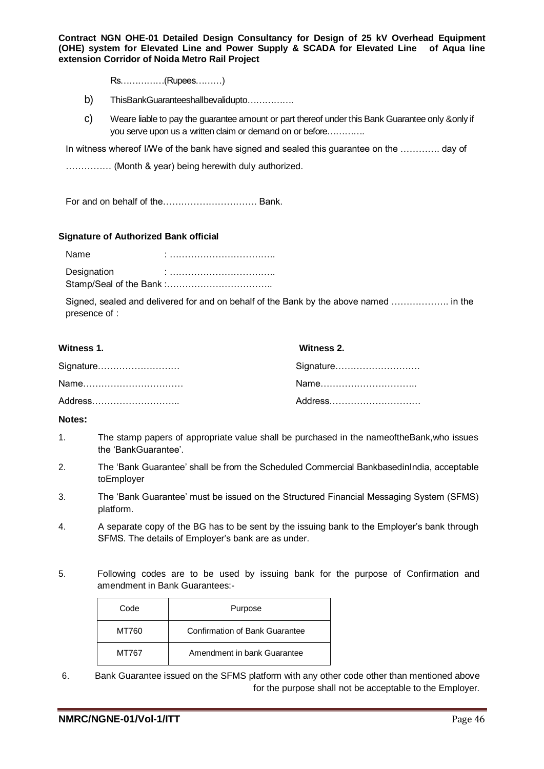Rs……………(Rupees………)

b) ThisBankGuaranteeshallbevalidupto…………….

c) Weare liable to pay the guarantee amount or part thereof under this Bank Guarantee only &only if you serve upon us a written claim or demand on or before…………..

In witness whereof I/We of the bank have signed and sealed this guarantee on the ………… day of

…………… (Month & year) being herewith duly authorized.

For and on behalf of the…………………………. Bank.

**Signature of Authorized Bank official**

Name : ……………………………..

Designation : ……………………………..
Stamp/Seal of the Bank :……………………………..

Signed, sealed and delivered for and on behalf of the Bank by the above named ………………. in the presence of :

**Witness 1.**

Signature………………………

Name……………………………

Address………………………..

**Witness 2.**

Signature……………………….

Name…………………………..

Address…………………………

**Notes:**

1. The stamp papers of appropriate value shall be purchased in the nameoftheBank,who issues the 'BankGuarantee'.
2. The 'Bank Guarantee' shall be from the Scheduled Commercial BankbasedinIndia, acceptable toEmployer
3. The 'Bank Guarantee' must be issued on the Structured Financial Messaging System (SFMS) platform.
4. A separate copy of the BG has to be sent by the issuing bank to the Employer's bank through SFMS. The details of Employer's bank are as under.
5. Following codes are to be used by issuing bank for the purpose of Confirmation and amendment in Bank Guarantees:-

| Code | Purpose |
| --- | --- |
| MT760 | Confirmation of Bank Guarantee |
| MT767 | Amendment in bank Guarantee |

6. Bank Guarantee issued on the SFMS platform with any other code other than mentioned above for the purpose shall not be acceptable to the Employer.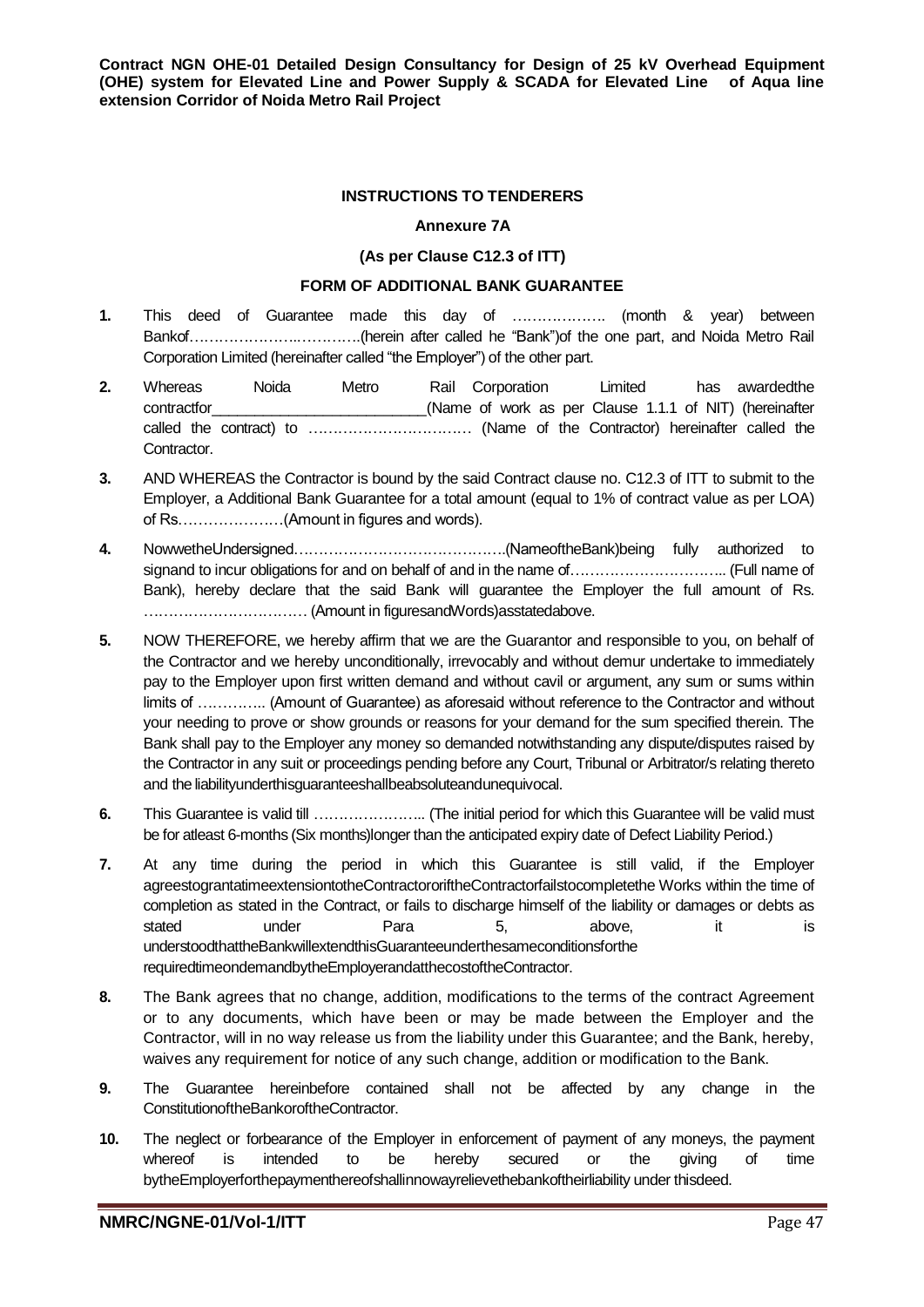## INSTRUCTIONS TO TENDERERS

### Annexure 7A

**(As per Clause C12.3 of ITT)**

### FORM OF ADDITIONAL BANK GUARANTEE

1. This deed of Guarantee made this day of ………………. (month & year) between Bankof…………………..………..(herein after called he "Bank")of the one part, and Noida Metro Rail Corporation Limited (hereinafter called "the Employer") of the other part.

2. Whereas Noida Metro Rail Corporation Limited has awardedthe contractfor__________________________(Name of work as per Clause 1.1.1 of NIT) (hereinafter called the contract) to …………………………… (Name of the Contractor) hereinafter called the Contractor.

3. AND WHEREAS the Contractor is bound by the said Contract clause no. C12.3 of ITT to submit to the Employer, a Additional Bank Guarantee for a total amount (equal to 1% of contract value as per LOA) of Rs…………………(Amount in figures and words).

4. NowwetheUndersigned…………………………………….(NameoftheBank)being fully authorized to signand to incur obligations for and on behalf of and in the name of………………………….. (Full name of Bank), hereby declare that the said Bank will guarantee the Employer the full amount of Rs. …………………………… (Amount in figuresandWords)asstatedabove.

5. NOW THEREFORE, we hereby affirm that we are the Guarantor and responsible to you, on behalf of the Contractor and we hereby unconditionally, irrevocably and without demur undertake to immediately pay to the Employer upon first written demand and without cavil or argument, any sum or sums within limits of ………….. (Amount of Guarantee) as aforesaid without reference to the Contractor and without your needing to prove or show grounds or reasons for your demand for the sum specified therein. The Bank shall pay to the Employer any money so demanded notwithstanding any dispute/disputes raised by the Contractor in any suit or proceedings pending before any Court, Tribunal or Arbitrator/s relating thereto and the liabilityunderthisguaranteeshallbeabsoluteandunequivocal.

6. This Guarantee is valid till ………………….. (The initial period for which this Guarantee will be valid must be for atleast 6-months (Six months)longer than the anticipated expiry date of Defect Liability Period.)

7. At any time during the period in which this Guarantee is still valid, if the Employer agreestograntatimeextensiontotheContractororiftheContractorfailstocompletethe Works within the time of completion as stated in the Contract, or fails to discharge himself of the liability or damages or debts as stated under Para 5, above, it is understoodthattheBankwillextendthisGuaranteeunderthesameconditionsforthe requiredtimeondemandbytheEmployerandatthecostoftheContractor.

8. The Bank agrees that no change, addition, modifications to the terms of the contract Agreement or to any documents, which have been or may be made between the Employer and the Contractor, will in no way release us from the liability under this Guarantee; and the Bank, hereby, waives any requirement for notice of any such change, addition or modification to the Bank.

9. The Guarantee hereinbefore contained shall not be affected by any change in the ConstitutionoftheBankoroftheContractor.

10. The neglect or forbearance of the Employer in enforcement of payment of any moneys, the payment whereof is intended to be hereby secured or the giving of time bytheEmployerforthepaymenthereofshallinnowayrelievethebankoftheirliability under thisdeed.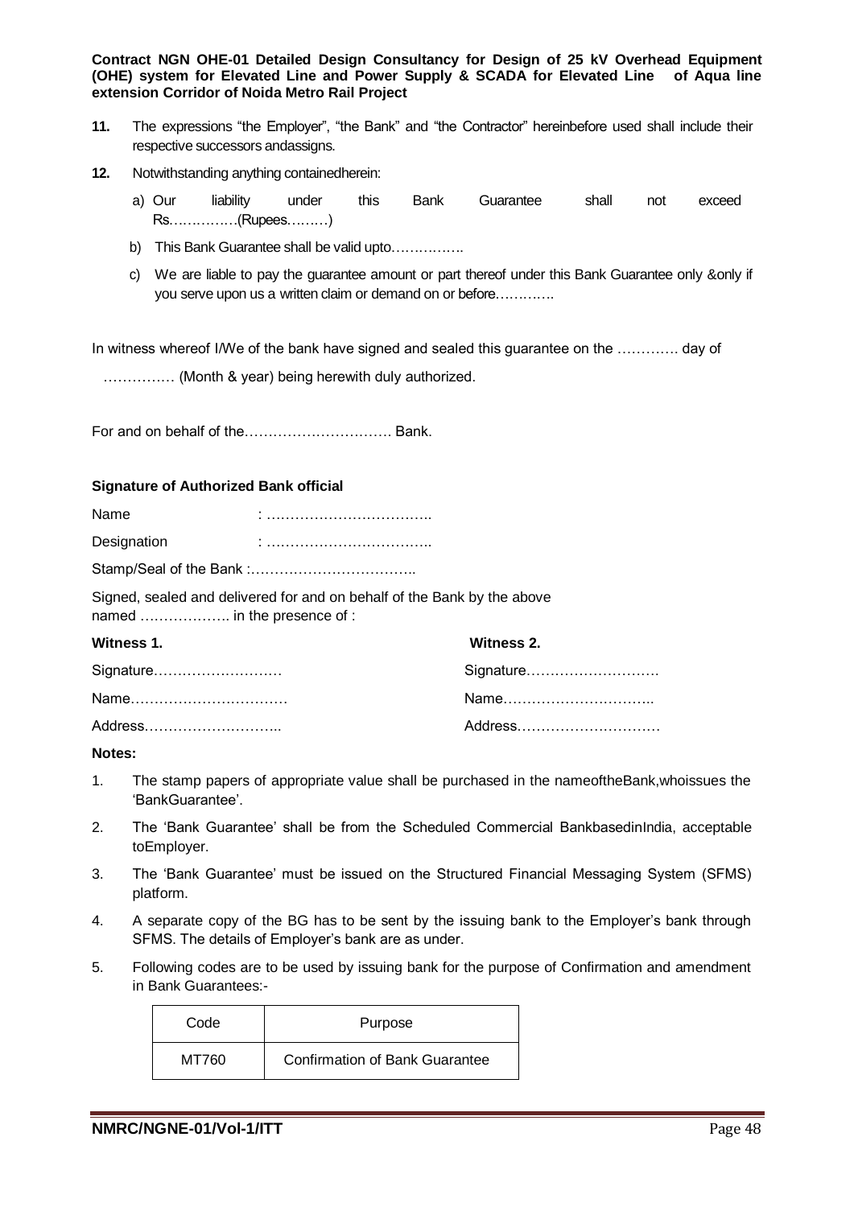11. The expressions "the Employer", "the Bank" and "the Contractor" hereinbefore used shall include their respective successors andassigns.

12. Notwithstanding anything containedherein:

    a) Our liability under this Bank Guarantee shall not exceed Rs……………(Rupees………)

    b) This Bank Guarantee shall be valid upto…………….

    c) We are liable to pay the guarantee amount or part thereof under this Bank Guarantee only &only if you serve upon us a written claim or demand on or before…………

In witness whereof I/We of the bank have signed and sealed this guarantee on the …………. day of …………… (Month & year) being herewith duly authorized.

For and on behalf of the…………………………. Bank.

**Signature of Authorized Bank official**

Name : ……………………………..

Designation : ……………………………..

Stamp/Seal of the Bank :……………………………..

Signed, sealed and delivered for and on behalf of the Bank by the above named ………………. in the presence of :

**Witness 1.**

Signature………………………

Name……………………………

Address………………………..

**Witness 2.**

Signature………………………

Name…………………………..

Address…………………………

**Notes:**

1. The stamp papers of appropriate value shall be purchased in the nameoftheBank,whoissues the 'BankGuarantee'.
2. The 'Bank Guarantee' shall be from the Scheduled Commercial BankbasedinIndia, acceptable toEmployer.
3. The 'Bank Guarantee' must be issued on the Structured Financial Messaging System (SFMS) platform.
4. A separate copy of the BG has to be sent by the issuing bank to the Employer's bank through SFMS. The details of Employer's bank are as under.
5. Following codes are to be used by issuing bank for the purpose of Confirmation and amendment in Bank Guarantees:-

| Code | Purpose |
|---|---|
| MT760 | Confirmation of Bank Guarantee |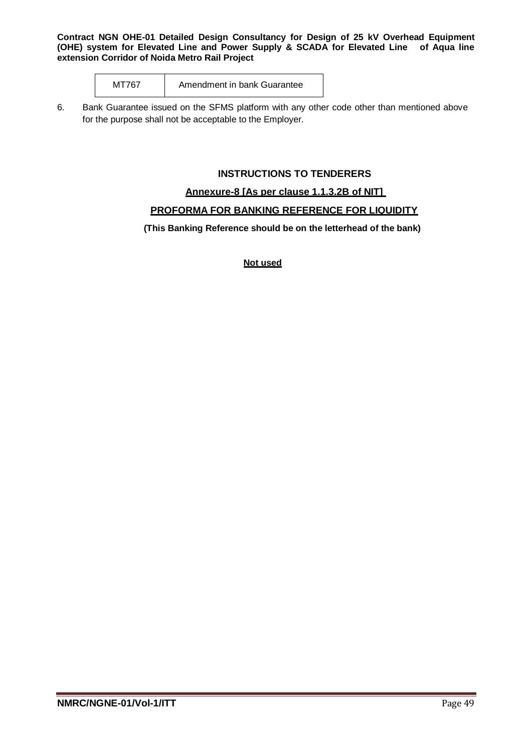| | |
|---|---|
| MT767 | Amendment in bank Guarantee |

6. Bank Guarantee issued on the SFMS platform with any other code other than mentioned above for the purpose shall not be acceptable to the Employer.

## INSTRUCTIONS TO TENDERERS

**Annexure-8 [As per clause 1.1.3.2B of NIT]**

**PROFORMA FOR BANKING REFERENCE FOR LIQUIDITY**

**(This Banking Reference should be on the letterhead of the bank)**

**Not used**